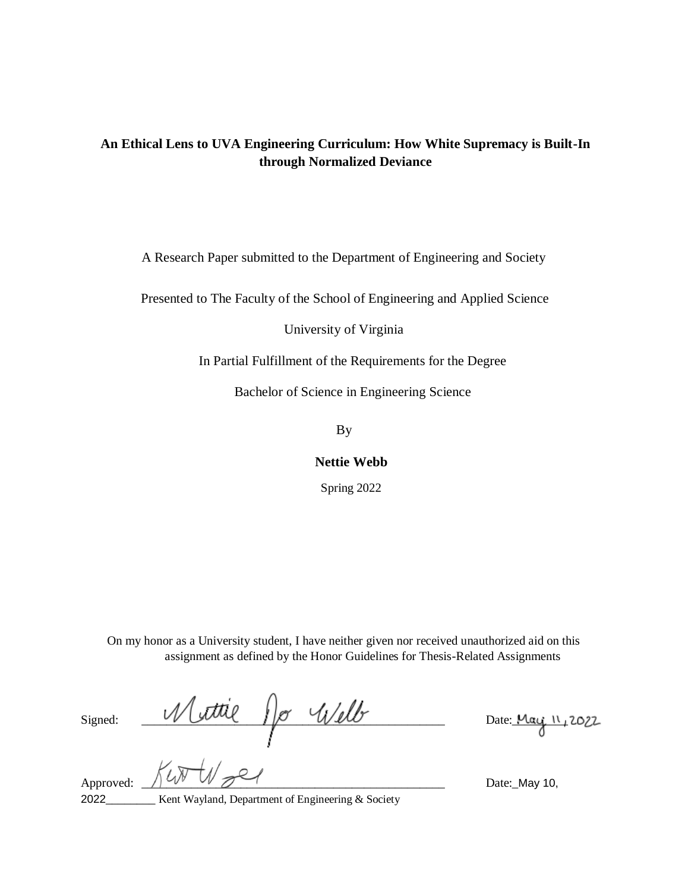**An Ethical Lens to UVA Engineering Curriculum: How White Supremacy is Built-In through Normalized Deviance**

A Research Paper submitted to the Department of Engineering and Society

Presented to The Faculty of the School of Engineering and Applied Science

University of Virginia

In Partial Fulfillment of the Requirements for the Degree

Bachelor of Science in Engineering Science

By

**Nettie Webb**

Spring 2022

On my honor as a University student, I have neither given nor received unauthorized aid on this assignment as defined by the Honor Guidelines for Thesis-Related Assignments

Signed: Nettie Jo Webb Date: May 11, 2022

Approved: Kent Wayland Date: May 10, 2022

Kent Wayland, Department of Engineering & Society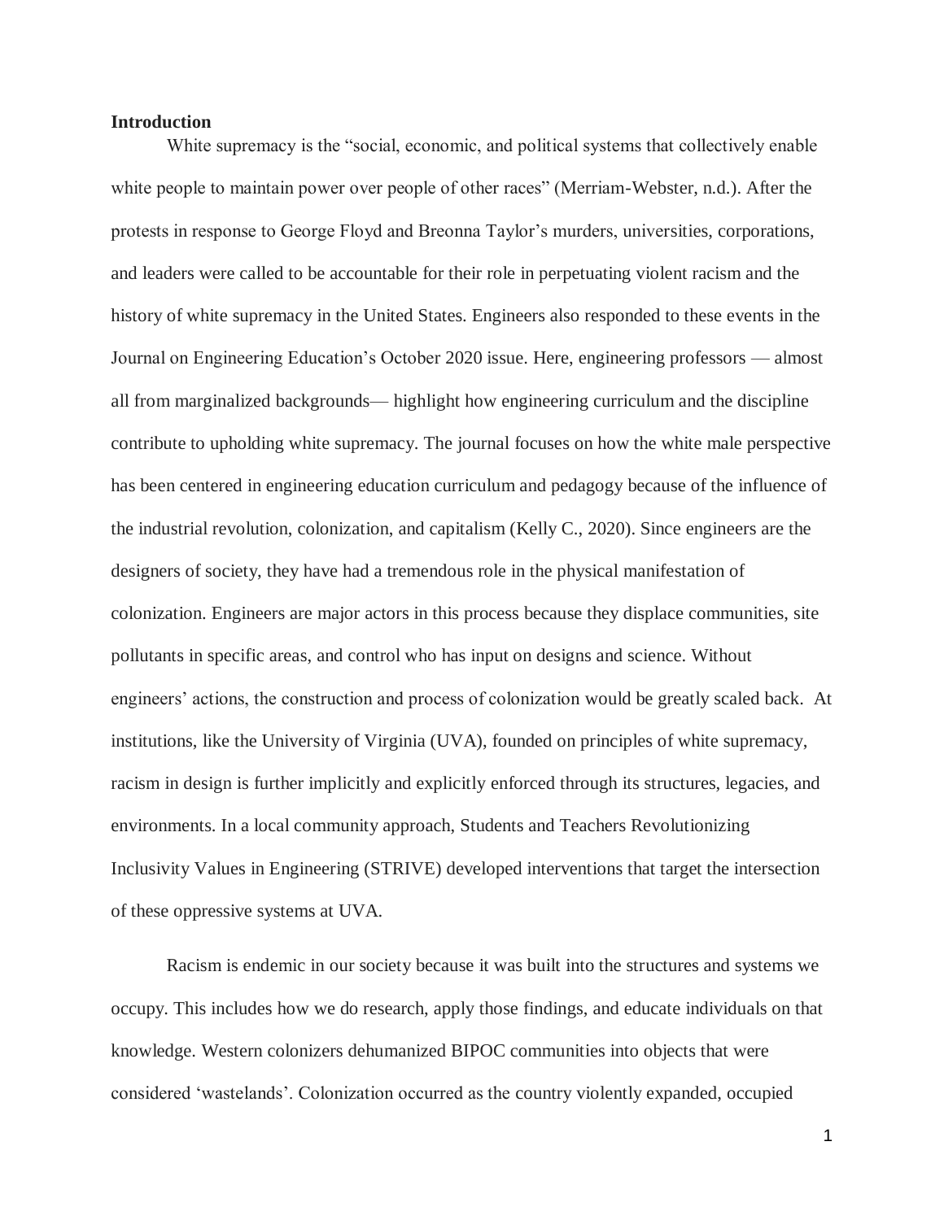**Introduction**

White supremacy is the "social, economic, and political systems that collectively enable white people to maintain power over people of other races" (Merriam-Webster, n.d.). After the protests in response to George Floyd and Breonna Taylor's murders, universities, corporations, and leaders were called to be accountable for their role in perpetuating violent racism and the history of white supremacy in the United States. Engineers also responded to these events in the Journal on Engineering Education's October 2020 issue. Here, engineering professors — almost all from marginalized backgrounds— highlight how engineering curriculum and the discipline contribute to upholding white supremacy. The journal focuses on how the white male perspective has been centered in engineering education curriculum and pedagogy because of the influence of the industrial revolution, colonization, and capitalism (Kelly C., 2020). Since engineers are the designers of society, they have had a tremendous role in the physical manifestation of colonization. Engineers are major actors in this process because they displace communities, site pollutants in specific areas, and control who has input on designs and science. Without engineers' actions, the construction and process of colonization would be greatly scaled back. At institutions, like the University of Virginia (UVA), founded on principles of white supremacy, racism in design is further implicitly and explicitly enforced through its structures, legacies, and environments. In a local community approach, Students and Teachers Revolutionizing Inclusivity Values in Engineering (STRIVE) developed interventions that target the intersection of these oppressive systems at UVA.

Racism is endemic in our society because it was built into the structures and systems we occupy. This includes how we do research, apply those findings, and educate individuals on that knowledge. Western colonizers dehumanized BIPOC communities into objects that were considered 'wastelands'. Colonization occurred as the country violently expanded, occupied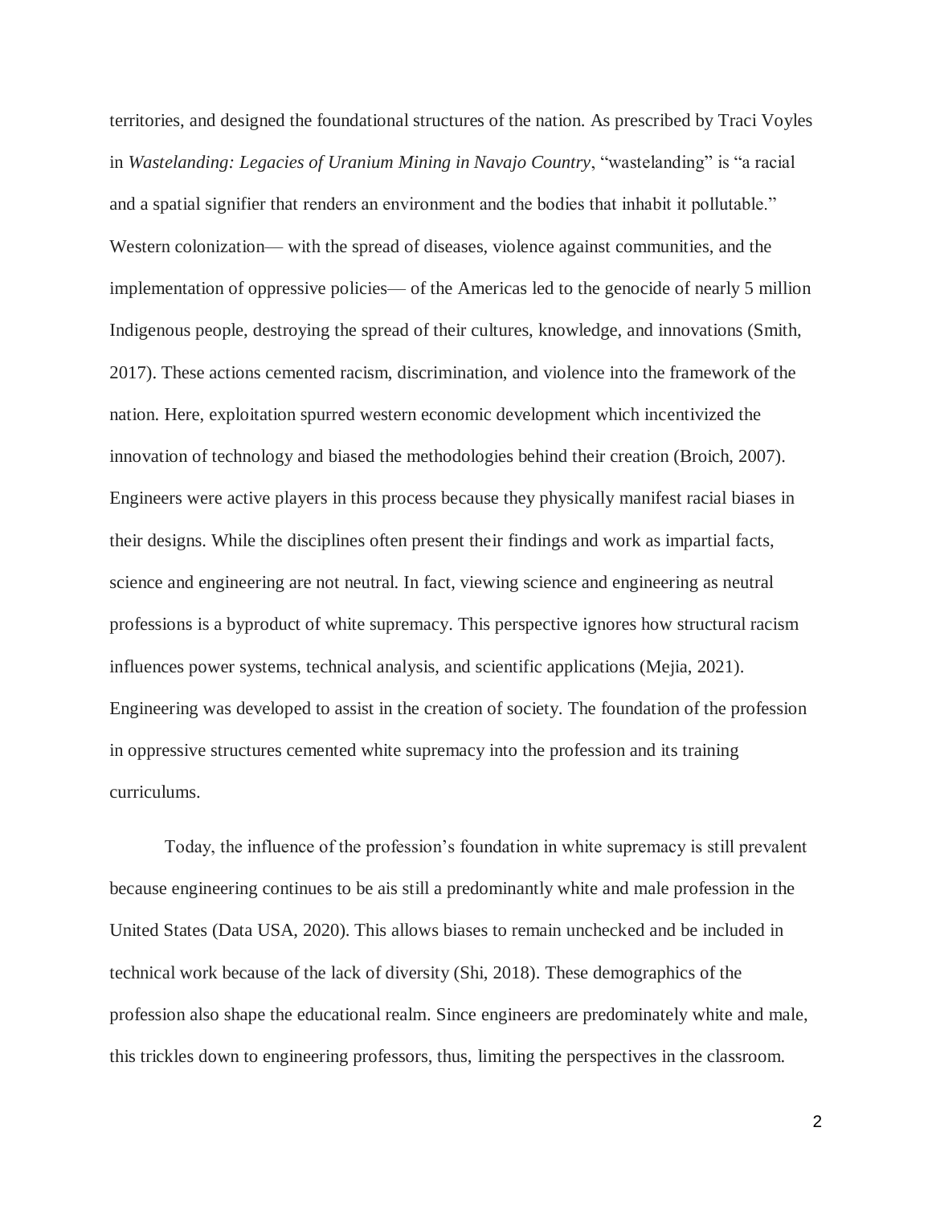territories, and designed the foundational structures of the nation. As prescribed by Traci Voyles in *Wastelanding: Legacies of Uranium Mining in Navajo Country*, "wastelanding" is "a racial and a spatial signifier that renders an environment and the bodies that inhabit it pollutable." Western colonization— with the spread of diseases, violence against communities, and the implementation of oppressive policies— of the Americas led to the genocide of nearly 5 million Indigenous people, destroying the spread of their cultures, knowledge, and innovations (Smith, 2017). These actions cemented racism, discrimination, and violence into the framework of the nation. Here, exploitation spurred western economic development which incentivized the innovation of technology and biased the methodologies behind their creation (Broich, 2007). Engineers were active players in this process because they physically manifest racial biases in their designs. While the disciplines often present their findings and work as impartial facts, science and engineering are not neutral. In fact, viewing science and engineering as neutral professions is a byproduct of white supremacy. This perspective ignores how structural racism influences power systems, technical analysis, and scientific applications (Mejia, 2021). Engineering was developed to assist in the creation of society. The foundation of the profession in oppressive structures cemented white supremacy into the profession and its training curriculums.

Today, the influence of the profession's foundation in white supremacy is still prevalent because engineering continues to be ais still a predominantly white and male profession in the United States (Data USA, 2020). This allows biases to remain unchecked and be included in technical work because of the lack of diversity (Shi, 2018). These demographics of the profession also shape the educational realm. Since engineers are predominately white and male, this trickles down to engineering professors, thus, limiting the perspectives in the classroom.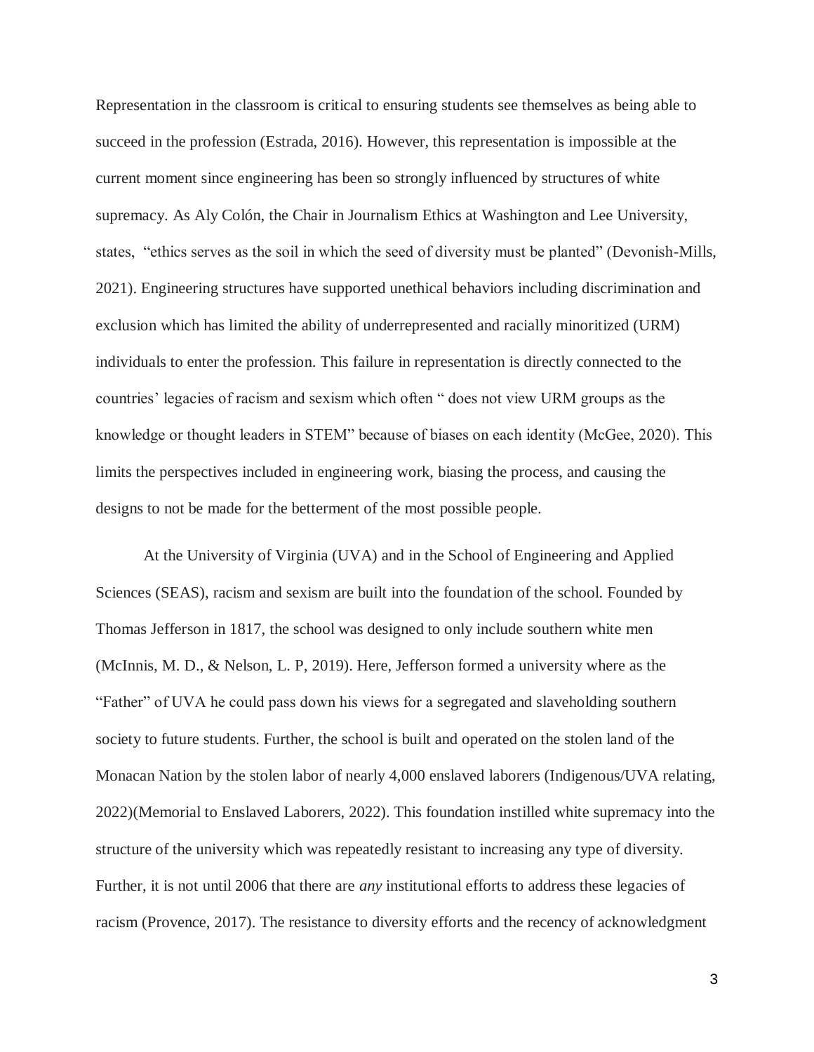Representation in the classroom is critical to ensuring students see themselves as being able to succeed in the profession (Estrada, 2016). However, this representation is impossible at the current moment since engineering has been so strongly influenced by structures of white supremacy. As Aly Colón, the Chair in Journalism Ethics at Washington and Lee University, states, "ethics serves as the soil in which the seed of diversity must be planted" (Devonish-Mills, 2021). Engineering structures have supported unethical behaviors including discrimination and exclusion which has limited the ability of underrepresented and racially minoritized (URM) individuals to enter the profession. This failure in representation is directly connected to the countries' legacies of racism and sexism which often " does not view URM groups as the knowledge or thought leaders in STEM" because of biases on each identity (McGee, 2020). This limits the perspectives included in engineering work, biasing the process, and causing the designs to not be made for the betterment of the most possible people.

At the University of Virginia (UVA) and in the School of Engineering and Applied Sciences (SEAS), racism and sexism are built into the foundation of the school. Founded by Thomas Jefferson in 1817, the school was designed to only include southern white men (McInnis, M. D., & Nelson, L. P, 2019). Here, Jefferson formed a university where as the "Father" of UVA he could pass down his views for a segregated and slaveholding southern society to future students. Further, the school is built and operated on the stolen land of the Monacan Nation by the stolen labor of nearly 4,000 enslaved laborers (Indigenous/UVA relating, 2022)(Memorial to Enslaved Laborers, 2022). This foundation instilled white supremacy into the structure of the university which was repeatedly resistant to increasing any type of diversity. Further, it is not until 2006 that there are *any* institutional efforts to address these legacies of racism (Provence, 2017). The resistance to diversity efforts and the recency of acknowledgment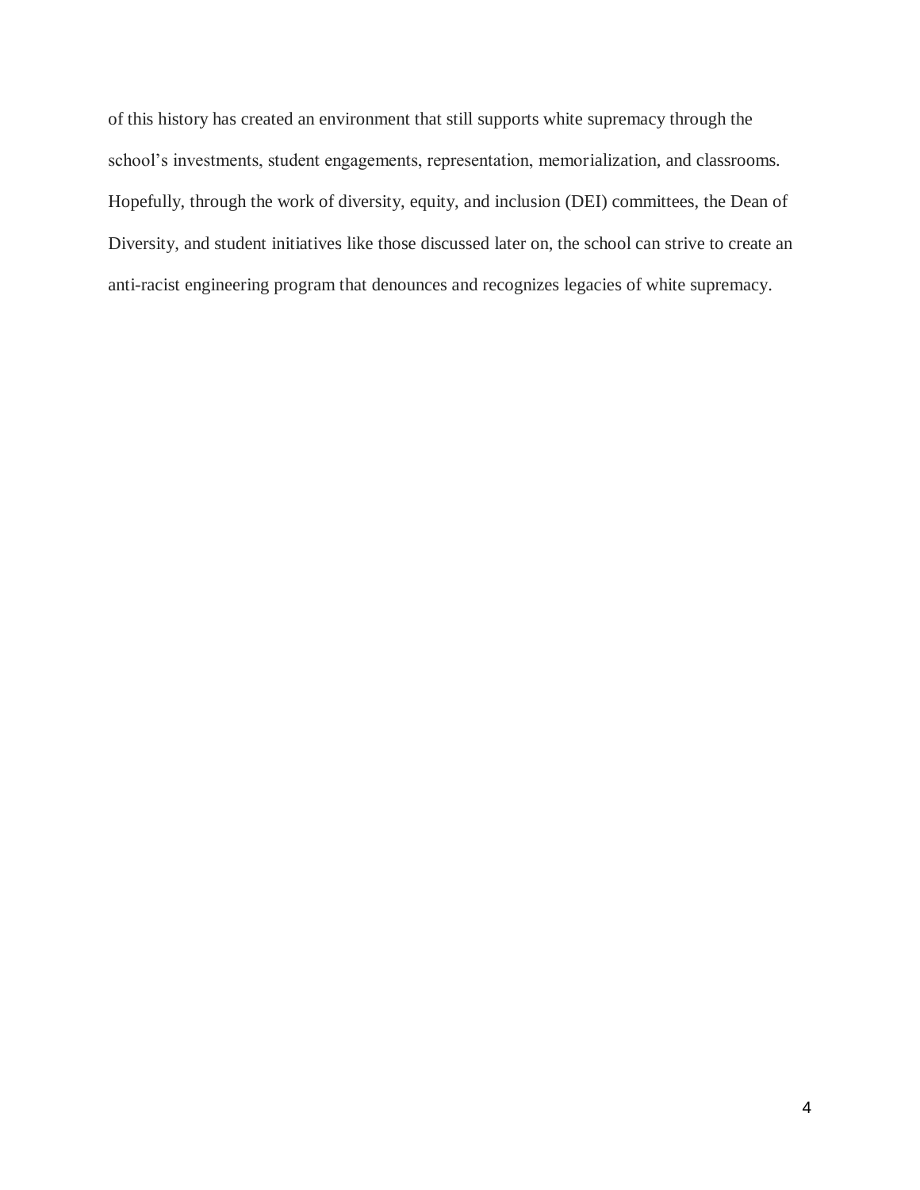of this history has created an environment that still supports white supremacy through the school's investments, student engagements, representation, memorialization, and classrooms. Hopefully, through the work of diversity, equity, and inclusion (DEI) committees, the Dean of Diversity, and student initiatives like those discussed later on, the school can strive to create an anti-racist engineering program that denounces and recognizes legacies of white supremacy.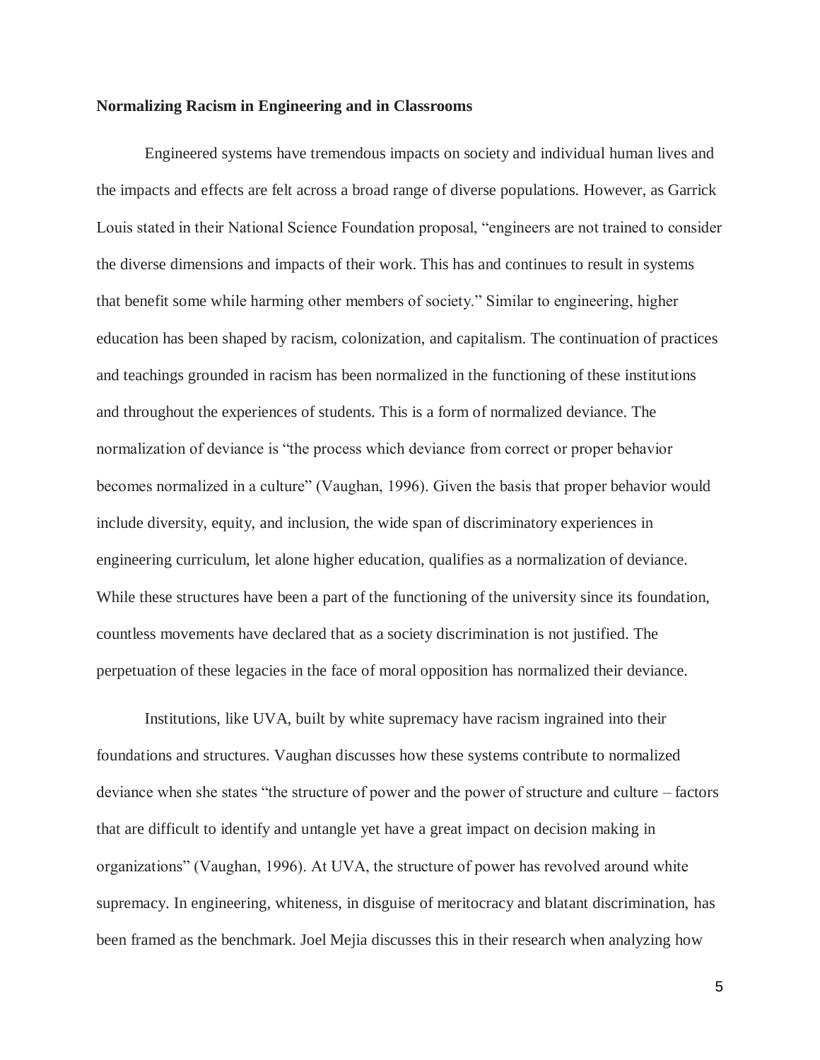**Normalizing Racism in Engineering and in Classrooms**

Engineered systems have tremendous impacts on society and individual human lives and the impacts and effects are felt across a broad range of diverse populations. However, as Garrick Louis stated in their National Science Foundation proposal, "engineers are not trained to consider the diverse dimensions and impacts of their work. This has and continues to result in systems that benefit some while harming other members of society." Similar to engineering, higher education has been shaped by racism, colonization, and capitalism. The continuation of practices and teachings grounded in racism has been normalized in the functioning of these institutions and throughout the experiences of students. This is a form of normalized deviance. The normalization of deviance is "the process which deviance from correct or proper behavior becomes normalized in a culture" (Vaughan, 1996). Given the basis that proper behavior would include diversity, equity, and inclusion, the wide span of discriminatory experiences in engineering curriculum, let alone higher education, qualifies as a normalization of deviance. While these structures have been a part of the functioning of the university since its foundation, countless movements have declared that as a society discrimination is not justified. The perpetuation of these legacies in the face of moral opposition has normalized their deviance.

Institutions, like UVA, built by white supremacy have racism ingrained into their foundations and structures. Vaughan discusses how these systems contribute to normalized deviance when she states "the structure of power and the power of structure and culture – factors that are difficult to identify and untangle yet have a great impact on decision making in organizations" (Vaughan, 1996). At UVA, the structure of power has revolved around white supremacy. In engineering, whiteness, in disguise of meritocracy and blatant discrimination, has been framed as the benchmark. Joel Mejia discusses this in their research when analyzing how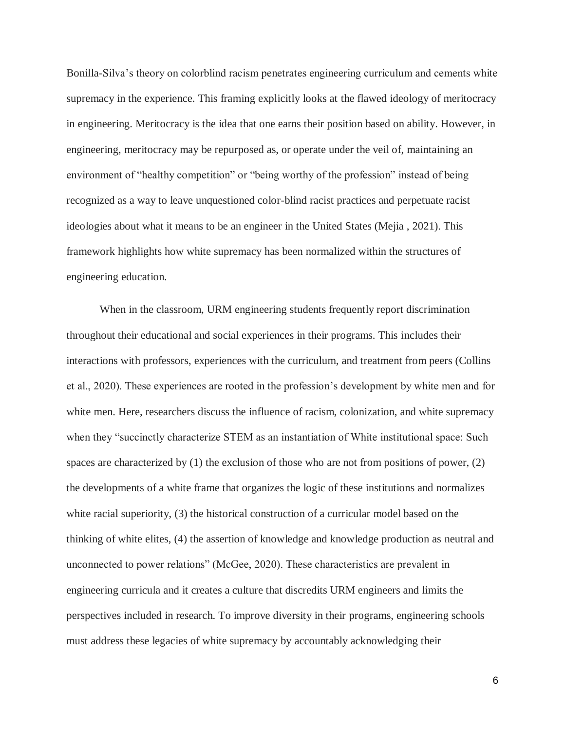Bonilla-Silva's theory on colorblind racism penetrates engineering curriculum and cements white supremacy in the experience. This framing explicitly looks at the flawed ideology of meritocracy in engineering. Meritocracy is the idea that one earns their position based on ability. However, in engineering, meritocracy may be repurposed as, or operate under the veil of, maintaining an environment of "healthy competition" or "being worthy of the profession" instead of being recognized as a way to leave unquestioned color-blind racist practices and perpetuate racist ideologies about what it means to be an engineer in the United States (Mejia , 2021). This framework highlights how white supremacy has been normalized within the structures of engineering education.

When in the classroom, URM engineering students frequently report discrimination throughout their educational and social experiences in their programs. This includes their interactions with professors, experiences with the curriculum, and treatment from peers (Collins et al., 2020). These experiences are rooted in the profession's development by white men and for white men. Here, researchers discuss the influence of racism, colonization, and white supremacy when they "succinctly characterize STEM as an instantiation of White institutional space: Such spaces are characterized by (1) the exclusion of those who are not from positions of power, (2) the developments of a white frame that organizes the logic of these institutions and normalizes white racial superiority, (3) the historical construction of a curricular model based on the thinking of white elites, (4) the assertion of knowledge and knowledge production as neutral and unconnected to power relations" (McGee, 2020). These characteristics are prevalent in engineering curricula and it creates a culture that discredits URM engineers and limits the perspectives included in research. To improve diversity in their programs, engineering schools must address these legacies of white supremacy by accountably acknowledging their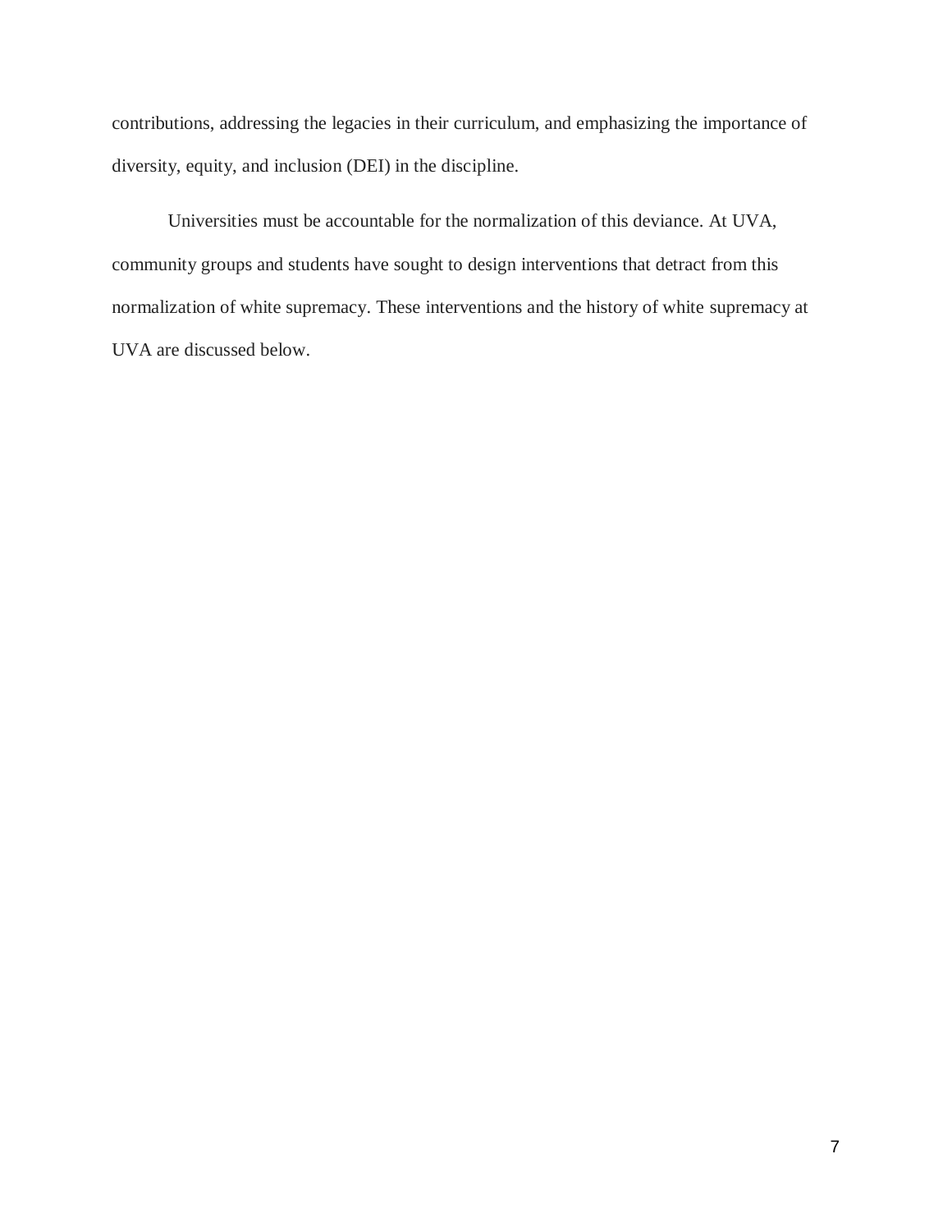contributions, addressing the legacies in their curriculum, and emphasizing the importance of diversity, equity, and inclusion (DEI) in the discipline.

Universities must be accountable for the normalization of this deviance. At UVA, community groups and students have sought to design interventions that detract from this normalization of white supremacy. These interventions and the history of white supremacy at UVA are discussed below.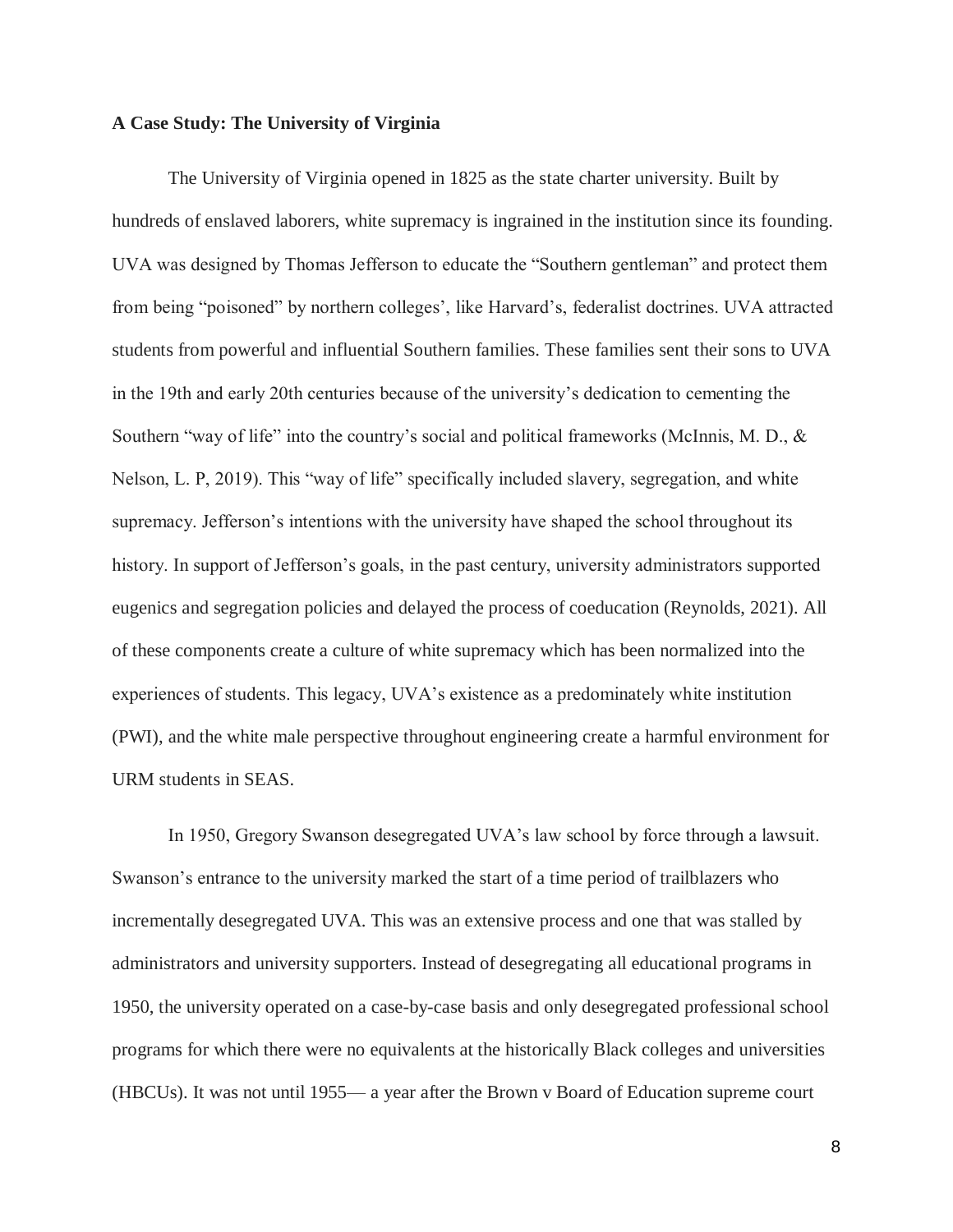**A Case Study: The University of Virginia**

The University of Virginia opened in 1825 as the state charter university. Built by hundreds of enslaved laborers, white supremacy is ingrained in the institution since its founding. UVA was designed by Thomas Jefferson to educate the "Southern gentleman" and protect them from being "poisoned" by northern colleges', like Harvard's, federalist doctrines. UVA attracted students from powerful and influential Southern families. These families sent their sons to UVA in the 19th and early 20th centuries because of the university's dedication to cementing the Southern "way of life" into the country's social and political frameworks (McInnis, M. D., & Nelson, L. P, 2019). This "way of life" specifically included slavery, segregation, and white supremacy. Jefferson's intentions with the university have shaped the school throughout its history. In support of Jefferson's goals, in the past century, university administrators supported eugenics and segregation policies and delayed the process of coeducation (Reynolds, 2021). All of these components create a culture of white supremacy which has been normalized into the experiences of students. This legacy, UVA's existence as a predominately white institution (PWI), and the white male perspective throughout engineering create a harmful environment for URM students in SEAS.

In 1950, Gregory Swanson desegregated UVA's law school by force through a lawsuit. Swanson's entrance to the university marked the start of a time period of trailblazers who incrementally desegregated UVA. This was an extensive process and one that was stalled by administrators and university supporters. Instead of desegregating all educational programs in 1950, the university operated on a case-by-case basis and only desegregated professional school programs for which there were no equivalents at the historically Black colleges and universities (HBCUs). It was not until 1955— a year after the Brown v Board of Education supreme court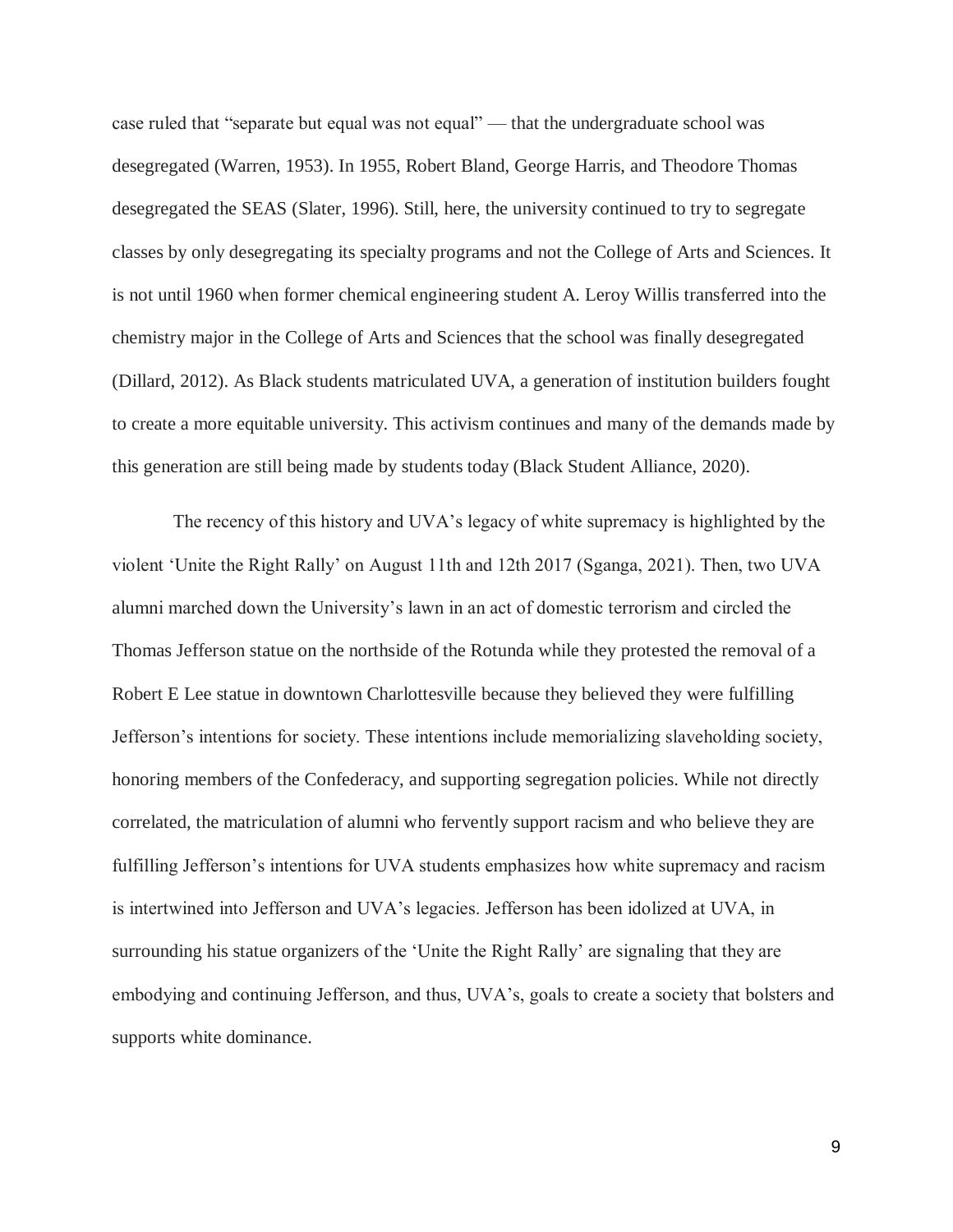case ruled that "separate but equal was not equal" — that the undergraduate school was desegregated (Warren, 1953). In 1955, Robert Bland, George Harris, and Theodore Thomas desegregated the SEAS (Slater, 1996). Still, here, the university continued to try to segregate classes by only desegregating its specialty programs and not the College of Arts and Sciences. It is not until 1960 when former chemical engineering student A. Leroy Willis transferred into the chemistry major in the College of Arts and Sciences that the school was finally desegregated (Dillard, 2012). As Black students matriculated UVA, a generation of institution builders fought to create a more equitable university. This activism continues and many of the demands made by this generation are still being made by students today (Black Student Alliance, 2020).

The recency of this history and UVA's legacy of white supremacy is highlighted by the violent 'Unite the Right Rally' on August 11th and 12th 2017 (Sganga, 2021). Then, two UVA alumni marched down the University's lawn in an act of domestic terrorism and circled the Thomas Jefferson statue on the northside of the Rotunda while they protested the removal of a Robert E Lee statue in downtown Charlottesville because they believed they were fulfilling Jefferson's intentions for society. These intentions include memorializing slaveholding society, honoring members of the Confederacy, and supporting segregation policies. While not directly correlated, the matriculation of alumni who fervently support racism and who believe they are fulfilling Jefferson's intentions for UVA students emphasizes how white supremacy and racism is intertwined into Jefferson and UVA's legacies. Jefferson has been idolized at UVA, in surrounding his statue organizers of the 'Unite the Right Rally' are signaling that they are embodying and continuing Jefferson, and thus, UVA's, goals to create a society that bolsters and supports white dominance.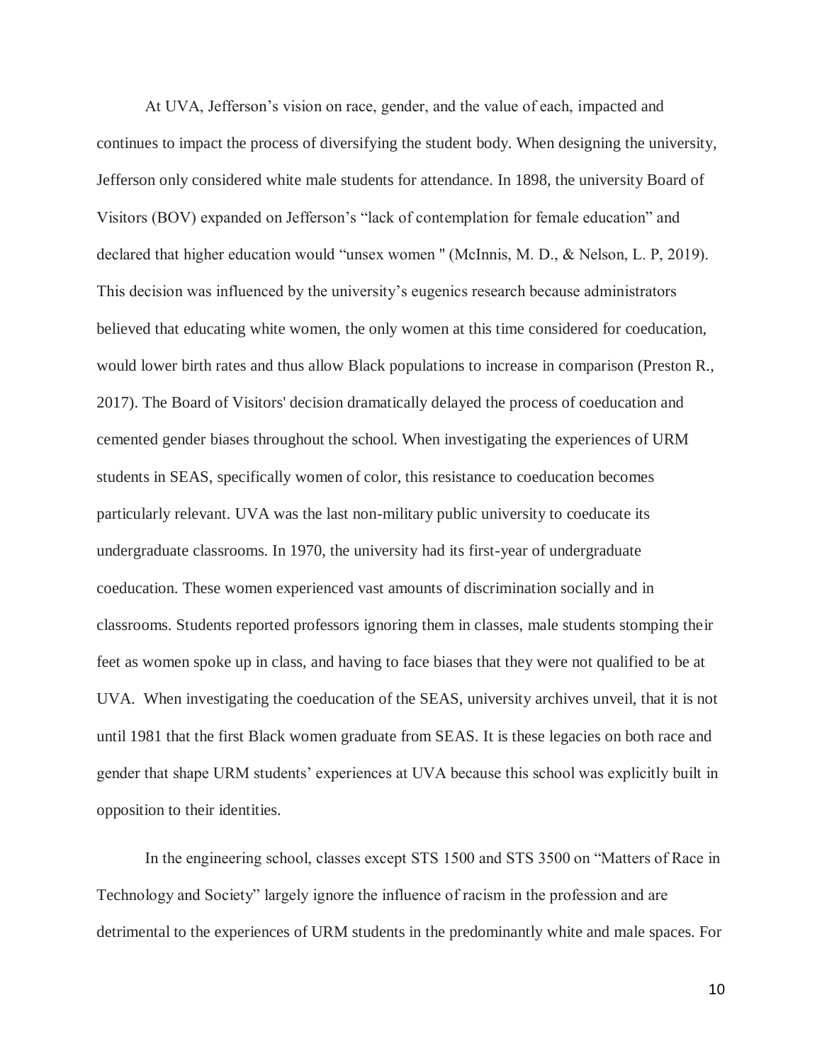At UVA, Jefferson's vision on race, gender, and the value of each, impacted and continues to impact the process of diversifying the student body. When designing the university, Jefferson only considered white male students for attendance. In 1898, the university Board of Visitors (BOV) expanded on Jefferson's "lack of contemplation for female education" and declared that higher education would "unsex women " (McInnis, M. D., & Nelson, L. P, 2019). This decision was influenced by the university's eugenics research because administrators believed that educating white women, the only women at this time considered for coeducation, would lower birth rates and thus allow Black populations to increase in comparison (Preston R., 2017). The Board of Visitors' decision dramatically delayed the process of coeducation and cemented gender biases throughout the school. When investigating the experiences of URM students in SEAS, specifically women of color, this resistance to coeducation becomes particularly relevant. UVA was the last non-military public university to coeducate its undergraduate classrooms. In 1970, the university had its first-year of undergraduate coeducation. These women experienced vast amounts of discrimination socially and in classrooms. Students reported professors ignoring them in classes, male students stomping their feet as women spoke up in class, and having to face biases that they were not qualified to be at UVA. When investigating the coeducation of the SEAS, university archives unveil, that it is not until 1981 that the first Black women graduate from SEAS. It is these legacies on both race and gender that shape URM students' experiences at UVA because this school was explicitly built in opposition to their identities.

In the engineering school, classes except STS 1500 and STS 3500 on "Matters of Race in Technology and Society" largely ignore the influence of racism in the profession and are detrimental to the experiences of URM students in the predominantly white and male spaces. For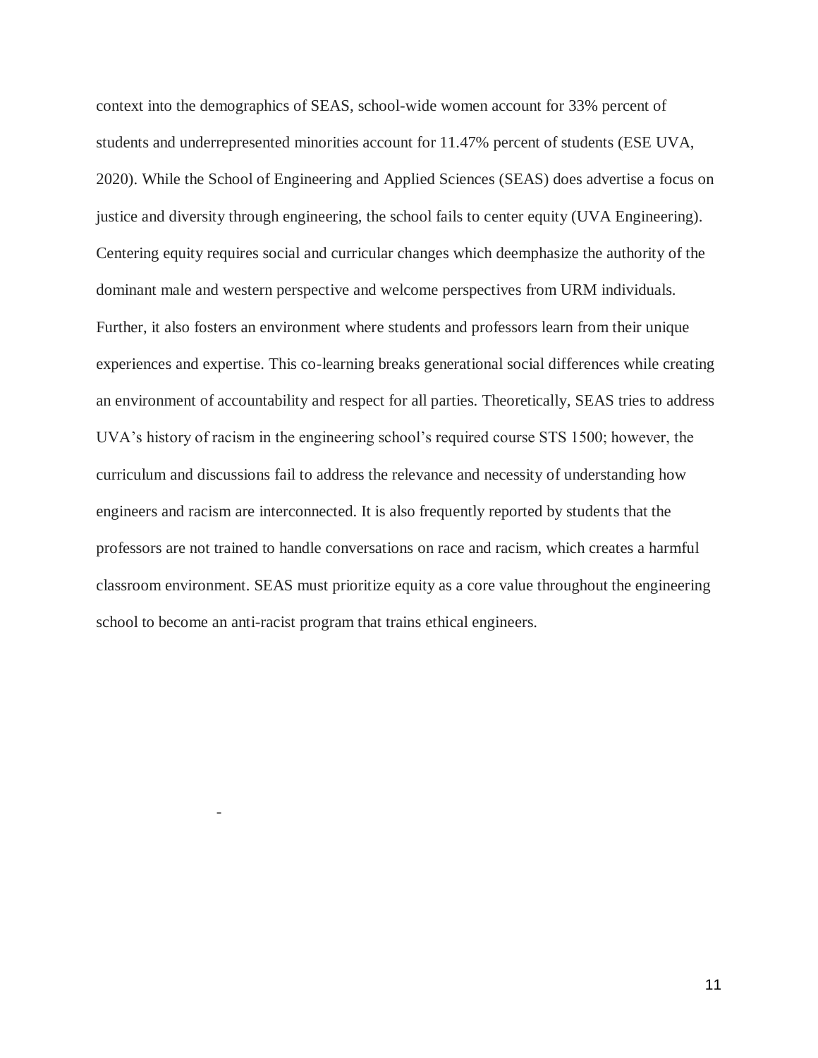context into the demographics of SEAS, school-wide women account for 33% percent of students and underrepresented minorities account for 11.47% percent of students (ESE UVA, 2020). While the School of Engineering and Applied Sciences (SEAS) does advertise a focus on justice and diversity through engineering, the school fails to center equity (UVA Engineering). Centering equity requires social and curricular changes which deemphasize the authority of the dominant male and western perspective and welcome perspectives from URM individuals. Further, it also fosters an environment where students and professors learn from their unique experiences and expertise. This co-learning breaks generational social differences while creating an environment of accountability and respect for all parties. Theoretically, SEAS tries to address UVA's history of racism in the engineering school's required course STS 1500; however, the curriculum and discussions fail to address the relevance and necessity of understanding how engineers and racism are interconnected. It is also frequently reported by students that the professors are not trained to handle conversations on race and racism, which creates a harmful classroom environment. SEAS must prioritize equity as a core value throughout the engineering school to become an anti-racist program that trains ethical engineers.

-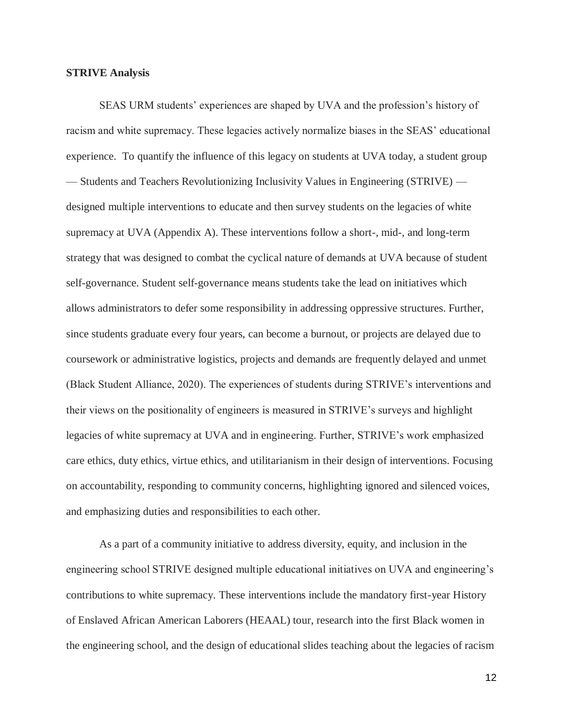**STRIVE Analysis**

SEAS URM students' experiences are shaped by UVA and the profession's history of racism and white supremacy. These legacies actively normalize biases in the SEAS' educational experience. To quantify the influence of this legacy on students at UVA today, a student group — Students and Teachers Revolutionizing Inclusivity Values in Engineering (STRIVE) — designed multiple interventions to educate and then survey students on the legacies of white supremacy at UVA (Appendix A). These interventions follow a short-, mid-, and long-term strategy that was designed to combat the cyclical nature of demands at UVA because of student self-governance. Student self-governance means students take the lead on initiatives which allows administrators to defer some responsibility in addressing oppressive structures. Further, since students graduate every four years, can become a burnout, or projects are delayed due to coursework or administrative logistics, projects and demands are frequently delayed and unmet (Black Student Alliance, 2020). The experiences of students during STRIVE's interventions and their views on the positionality of engineers is measured in STRIVE's surveys and highlight legacies of white supremacy at UVA and in engineering. Further, STRIVE's work emphasized care ethics, duty ethics, virtue ethics, and utilitarianism in their design of interventions. Focusing on accountability, responding to community concerns, highlighting ignored and silenced voices, and emphasizing duties and responsibilities to each other.

As a part of a community initiative to address diversity, equity, and inclusion in the engineering school STRIVE designed multiple educational initiatives on UVA and engineering's contributions to white supremacy. These interventions include the mandatory first-year History of Enslaved African American Laborers (HEAAL) tour, research into the first Black women in the engineering school, and the design of educational slides teaching about the legacies of racism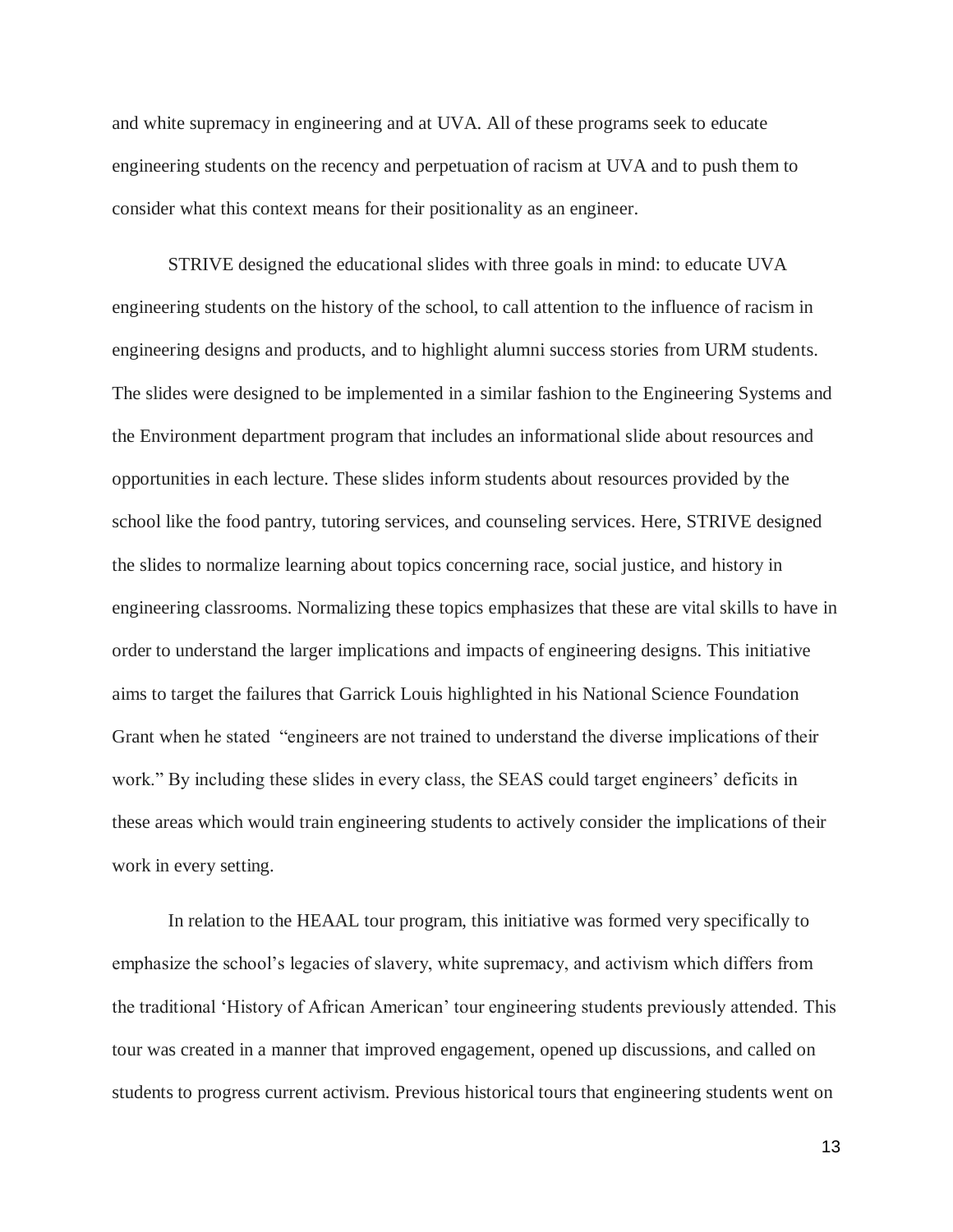and white supremacy in engineering and at UVA. All of these programs seek to educate engineering students on the recency and perpetuation of racism at UVA and to push them to consider what this context means for their positionality as an engineer.

STRIVE designed the educational slides with three goals in mind: to educate UVA engineering students on the history of the school, to call attention to the influence of racism in engineering designs and products, and to highlight alumni success stories from URM students. The slides were designed to be implemented in a similar fashion to the Engineering Systems and the Environment department program that includes an informational slide about resources and opportunities in each lecture. These slides inform students about resources provided by the school like the food pantry, tutoring services, and counseling services. Here, STRIVE designed the slides to normalize learning about topics concerning race, social justice, and history in engineering classrooms. Normalizing these topics emphasizes that these are vital skills to have in order to understand the larger implications and impacts of engineering designs. This initiative aims to target the failures that Garrick Louis highlighted in his National Science Foundation Grant when he stated "engineers are not trained to understand the diverse implications of their work." By including these slides in every class, the SEAS could target engineers' deficits in these areas which would train engineering students to actively consider the implications of their work in every setting.

In relation to the HEAAL tour program, this initiative was formed very specifically to emphasize the school's legacies of slavery, white supremacy, and activism which differs from the traditional 'History of African American' tour engineering students previously attended. This tour was created in a manner that improved engagement, opened up discussions, and called on students to progress current activism. Previous historical tours that engineering students went on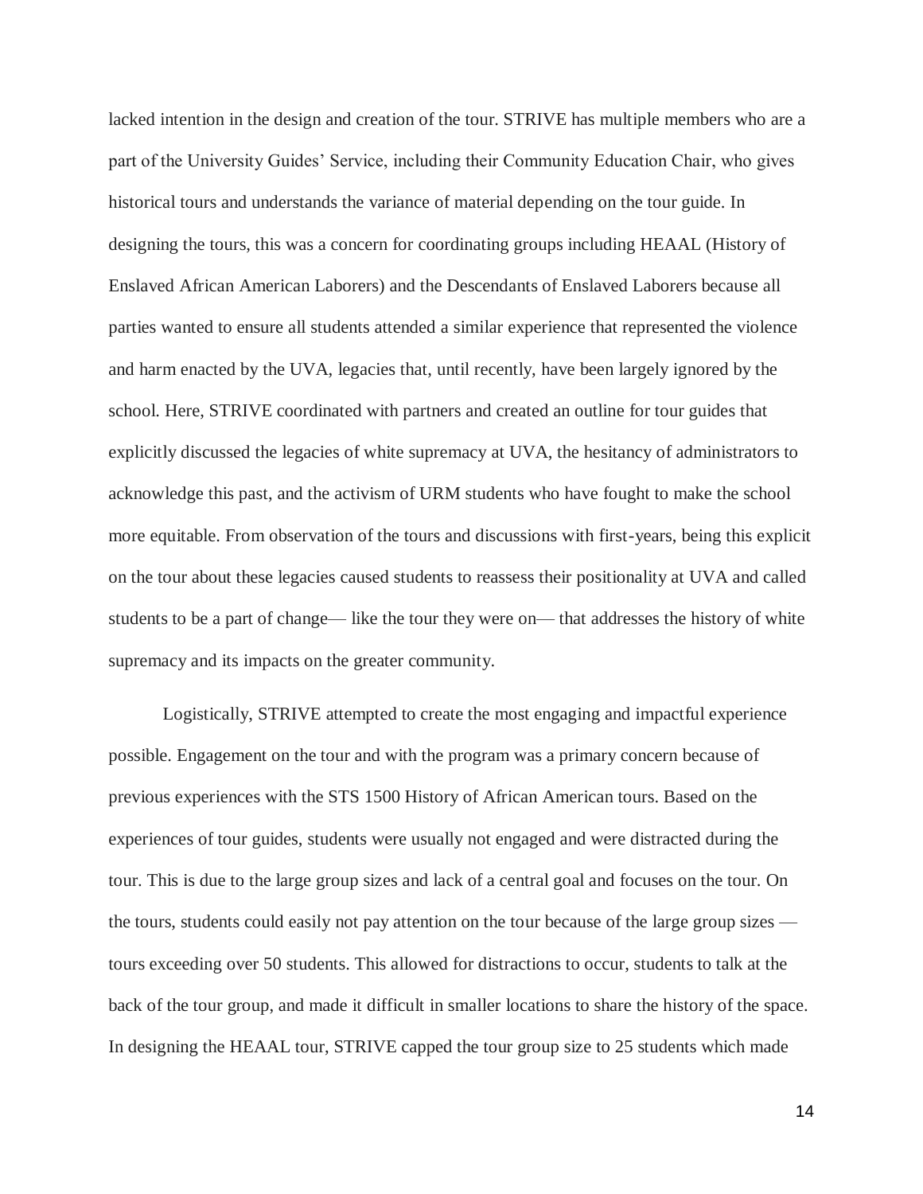lacked intention in the design and creation of the tour. STRIVE has multiple members who are a part of the University Guides' Service, including their Community Education Chair, who gives historical tours and understands the variance of material depending on the tour guide. In designing the tours, this was a concern for coordinating groups including HEAAL (History of Enslaved African American Laborers) and the Descendants of Enslaved Laborers because all parties wanted to ensure all students attended a similar experience that represented the violence and harm enacted by the UVA, legacies that, until recently, have been largely ignored by the school. Here, STRIVE coordinated with partners and created an outline for tour guides that explicitly discussed the legacies of white supremacy at UVA, the hesitancy of administrators to acknowledge this past, and the activism of URM students who have fought to make the school more equitable. From observation of the tours and discussions with first-years, being this explicit on the tour about these legacies caused students to reassess their positionality at UVA and called students to be a part of change— like the tour they were on— that addresses the history of white supremacy and its impacts on the greater community.

Logistically, STRIVE attempted to create the most engaging and impactful experience possible. Engagement on the tour and with the program was a primary concern because of previous experiences with the STS 1500 History of African American tours. Based on the experiences of tour guides, students were usually not engaged and were distracted during the tour. This is due to the large group sizes and lack of a central goal and focuses on the tour. On the tours, students could easily not pay attention on the tour because of the large group sizes — tours exceeding over 50 students. This allowed for distractions to occur, students to talk at the back of the tour group, and made it difficult in smaller locations to share the history of the space. In designing the HEAAL tour, STRIVE capped the tour group size to 25 students which made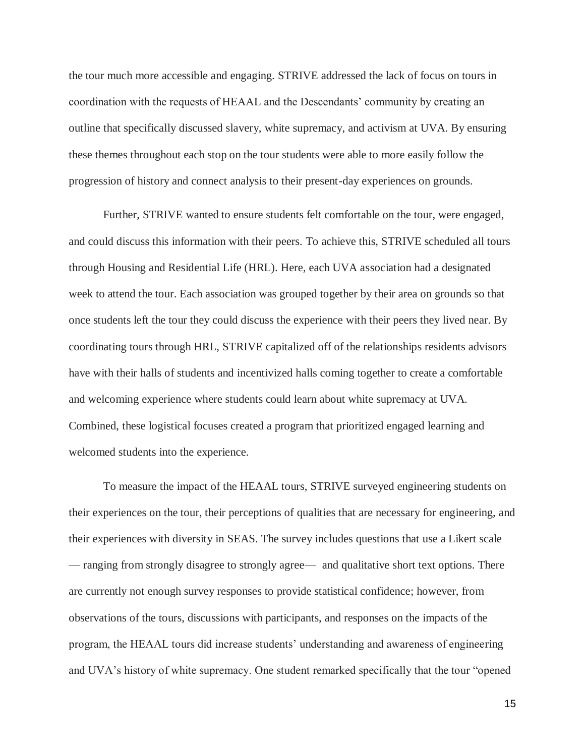the tour much more accessible and engaging. STRIVE addressed the lack of focus on tours in coordination with the requests of HEAAL and the Descendants' community by creating an outline that specifically discussed slavery, white supremacy, and activism at UVA. By ensuring these themes throughout each stop on the tour students were able to more easily follow the progression of history and connect analysis to their present-day experiences on grounds.

Further, STRIVE wanted to ensure students felt comfortable on the tour, were engaged, and could discuss this information with their peers. To achieve this, STRIVE scheduled all tours through Housing and Residential Life (HRL). Here, each UVA association had a designated week to attend the tour. Each association was grouped together by their area on grounds so that once students left the tour they could discuss the experience with their peers they lived near. By coordinating tours through HRL, STRIVE capitalized off of the relationships residents advisors have with their halls of students and incentivized halls coming together to create a comfortable and welcoming experience where students could learn about white supremacy at UVA. Combined, these logistical focuses created a program that prioritized engaged learning and welcomed students into the experience.

To measure the impact of the HEAAL tours, STRIVE surveyed engineering students on their experiences on the tour, their perceptions of qualities that are necessary for engineering, and their experiences with diversity in SEAS. The survey includes questions that use a Likert scale — ranging from strongly disagree to strongly agree— and qualitative short text options. There are currently not enough survey responses to provide statistical confidence; however, from observations of the tours, discussions with participants, and responses on the impacts of the program, the HEAAL tours did increase students' understanding and awareness of engineering and UVA's history of white supremacy. One student remarked specifically that the tour "opened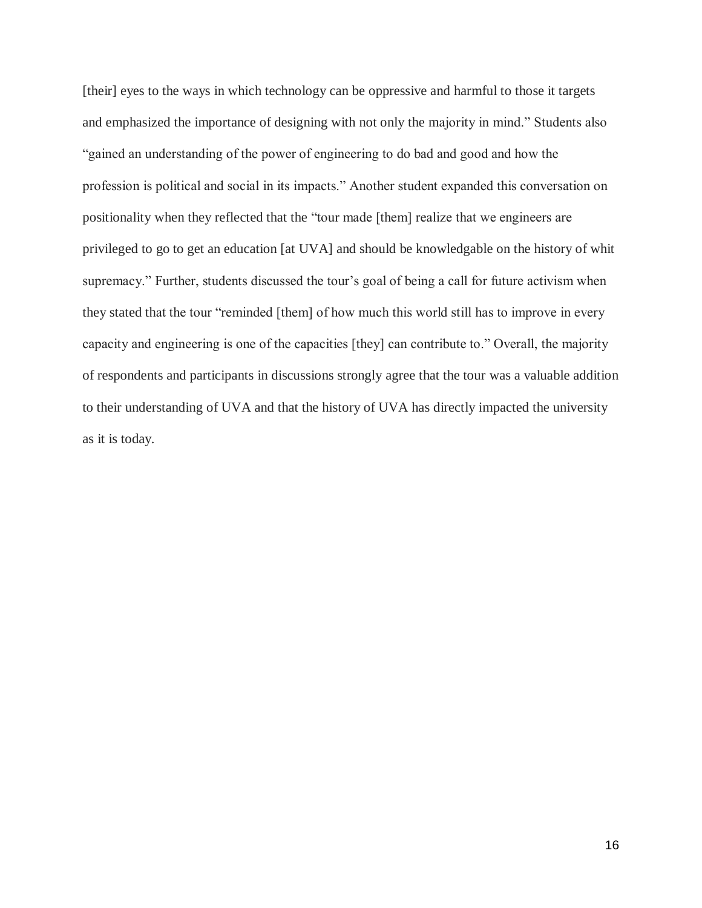[their] eyes to the ways in which technology can be oppressive and harmful to those it targets and emphasized the importance of designing with not only the majority in mind." Students also "gained an understanding of the power of engineering to do bad and good and how the profession is political and social in its impacts." Another student expanded this conversation on positionality when they reflected that the "tour made [them] realize that we engineers are privileged to go to get an education [at UVA] and should be knowledgable on the history of whit supremacy." Further, students discussed the tour's goal of being a call for future activism when they stated that the tour "reminded [them] of how much this world still has to improve in every capacity and engineering is one of the capacities [they] can contribute to." Overall, the majority of respondents and participants in discussions strongly agree that the tour was a valuable addition to their understanding of UVA and that the history of UVA has directly impacted the university as it is today.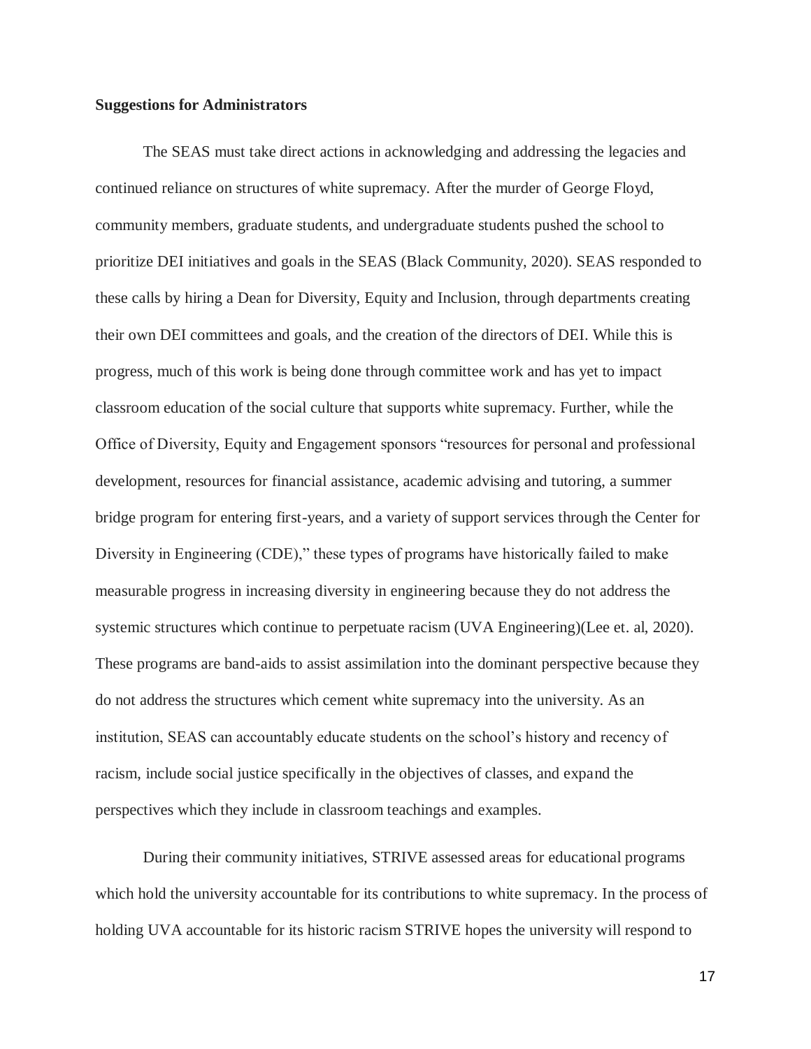**Suggestions for Administrators**

The SEAS must take direct actions in acknowledging and addressing the legacies and continued reliance on structures of white supremacy. After the murder of George Floyd, community members, graduate students, and undergraduate students pushed the school to prioritize DEI initiatives and goals in the SEAS (Black Community, 2020). SEAS responded to these calls by hiring a Dean for Diversity, Equity and Inclusion, through departments creating their own DEI committees and goals, and the creation of the directors of DEI. While this is progress, much of this work is being done through committee work and has yet to impact classroom education of the social culture that supports white supremacy. Further, while the Office of Diversity, Equity and Engagement sponsors "resources for personal and professional development, resources for financial assistance, academic advising and tutoring, a summer bridge program for entering first-years, and a variety of support services through the Center for Diversity in Engineering (CDE)," these types of programs have historically failed to make measurable progress in increasing diversity in engineering because they do not address the systemic structures which continue to perpetuate racism (UVA Engineering)(Lee et. al, 2020). These programs are band-aids to assist assimilation into the dominant perspective because they do not address the structures which cement white supremacy into the university. As an institution, SEAS can accountably educate students on the school's history and recency of racism, include social justice specifically in the objectives of classes, and expand the perspectives which they include in classroom teachings and examples.

During their community initiatives, STRIVE assessed areas for educational programs which hold the university accountable for its contributions to white supremacy. In the process of holding UVA accountable for its historic racism STRIVE hopes the university will respond to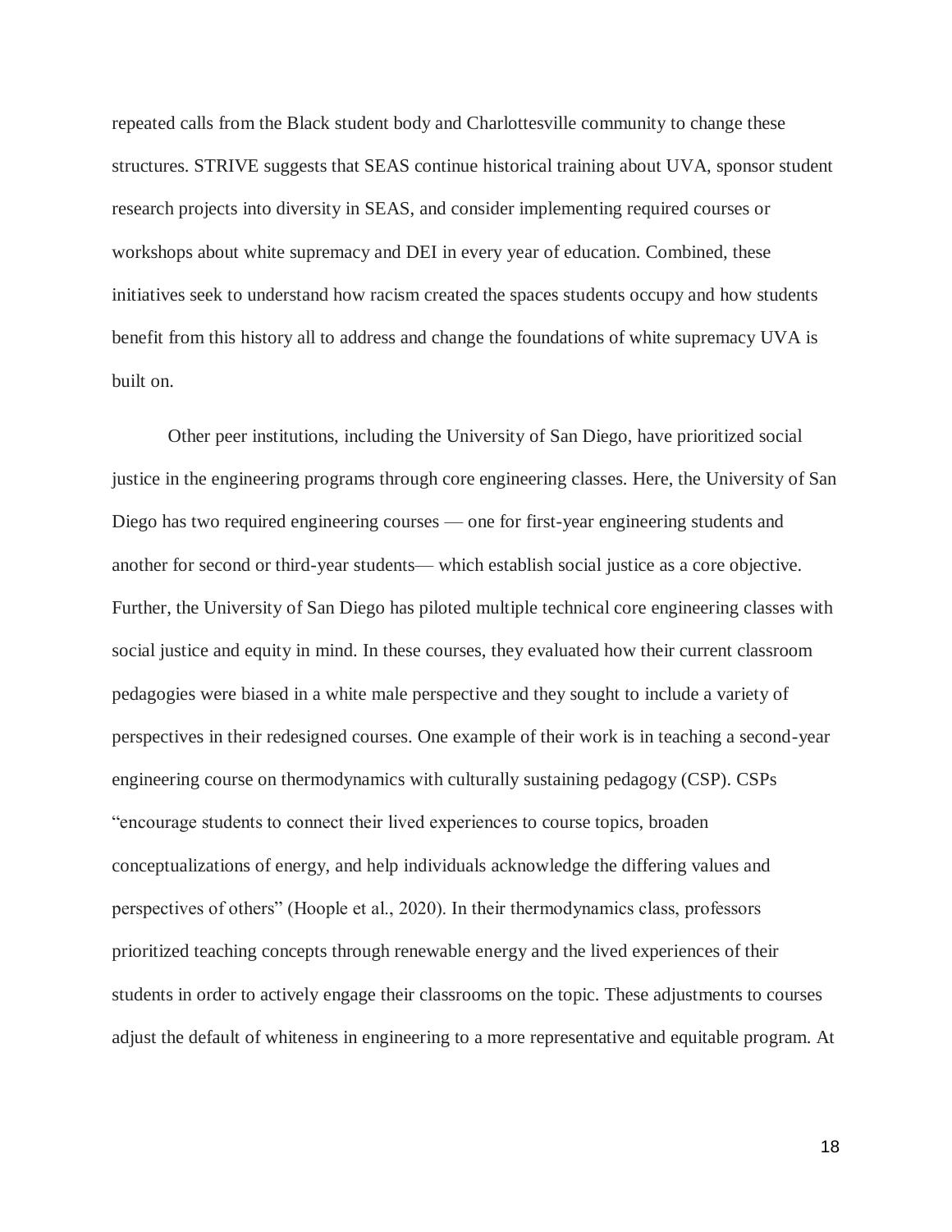repeated calls from the Black student body and Charlottesville community to change these structures. STRIVE suggests that SEAS continue historical training about UVA, sponsor student research projects into diversity in SEAS, and consider implementing required courses or workshops about white supremacy and DEI in every year of education. Combined, these initiatives seek to understand how racism created the spaces students occupy and how students benefit from this history all to address and change the foundations of white supremacy UVA is built on.

Other peer institutions, including the University of San Diego, have prioritized social justice in the engineering programs through core engineering classes. Here, the University of San Diego has two required engineering courses — one for first-year engineering students and another for second or third-year students— which establish social justice as a core objective. Further, the University of San Diego has piloted multiple technical core engineering classes with social justice and equity in mind. In these courses, they evaluated how their current classroom pedagogies were biased in a white male perspective and they sought to include a variety of perspectives in their redesigned courses. One example of their work is in teaching a second-year engineering course on thermodynamics with culturally sustaining pedagogy (CSP). CSPs "encourage students to connect their lived experiences to course topics, broaden conceptualizations of energy, and help individuals acknowledge the differing values and perspectives of others" (Hoople et al., 2020). In their thermodynamics class, professors prioritized teaching concepts through renewable energy and the lived experiences of their students in order to actively engage their classrooms on the topic. These adjustments to courses adjust the default of whiteness in engineering to a more representative and equitable program. At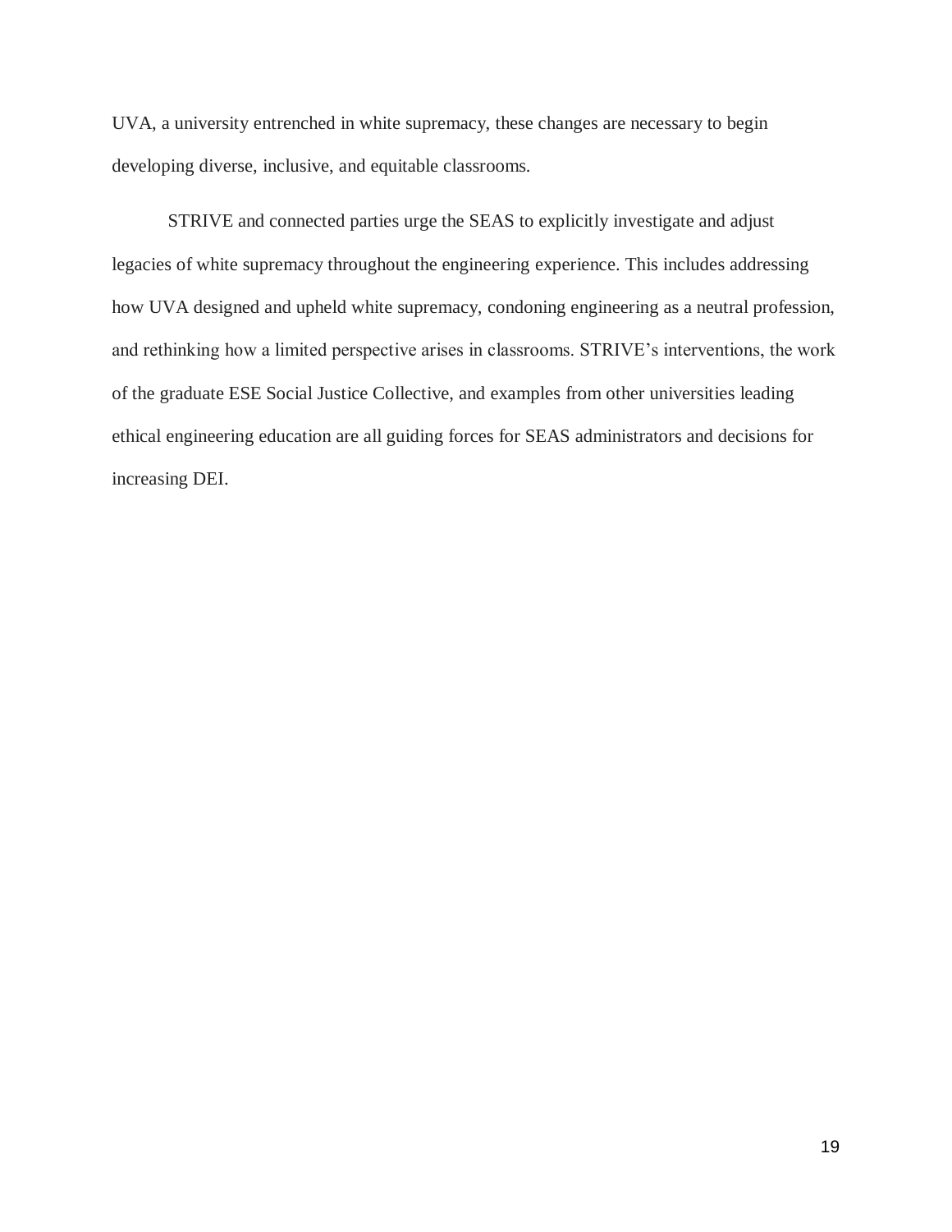UVA, a university entrenched in white supremacy, these changes are necessary to begin developing diverse, inclusive, and equitable classrooms.

STRIVE and connected parties urge the SEAS to explicitly investigate and adjust legacies of white supremacy throughout the engineering experience. This includes addressing how UVA designed and upheld white supremacy, condoning engineering as a neutral profession, and rethinking how a limited perspective arises in classrooms. STRIVE's interventions, the work of the graduate ESE Social Justice Collective, and examples from other universities leading ethical engineering education are all guiding forces for SEAS administrators and decisions for increasing DEI.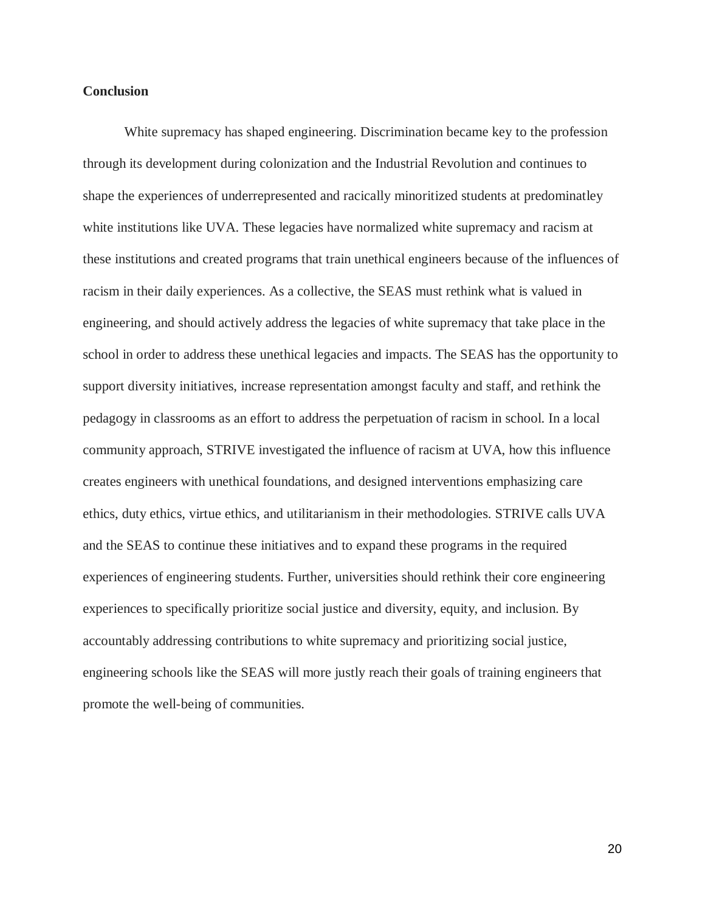**Conclusion**

White supremacy has shaped engineering. Discrimination became key to the profession through its development during colonization and the Industrial Revolution and continues to shape the experiences of underrepresented and racically minoritized students at predominatley white institutions like UVA. These legacies have normalized white supremacy and racism at these institutions and created programs that train unethical engineers because of the influences of racism in their daily experiences. As a collective, the SEAS must rethink what is valued in engineering, and should actively address the legacies of white supremacy that take place in the school in order to address these unethical legacies and impacts. The SEAS has the opportunity to support diversity initiatives, increase representation amongst faculty and staff, and rethink the pedagogy in classrooms as an effort to address the perpetuation of racism in school. In a local community approach, STRIVE investigated the influence of racism at UVA, how this influence creates engineers with unethical foundations, and designed interventions emphasizing care ethics, duty ethics, virtue ethics, and utilitarianism in their methodologies. STRIVE calls UVA and the SEAS to continue these initiatives and to expand these programs in the required experiences of engineering students. Further, universities should rethink their core engineering experiences to specifically prioritize social justice and diversity, equity, and inclusion. By accountably addressing contributions to white supremacy and prioritizing social justice, engineering schools like the SEAS will more justly reach their goals of training engineers that promote the well-being of communities.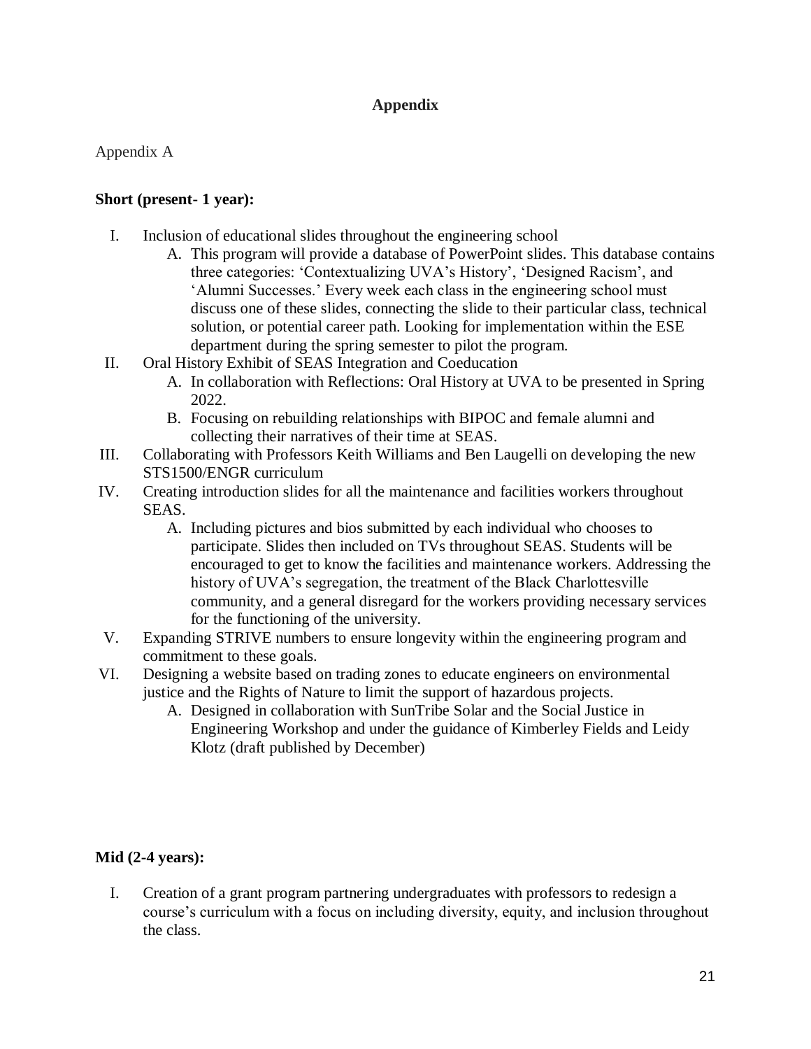# Appendix

Appendix A

**Short (present- 1 year):**

I. Inclusion of educational slides throughout the engineering school
   A. This program will provide a database of PowerPoint slides. This database contains three categories: 'Contextualizing UVA's History', 'Designed Racism', and 'Alumni Successes.' Every week each class in the engineering school must discuss one of these slides, connecting the slide to their particular class, technical solution, or potential career path. Looking for implementation within the ESE department during the spring semester to pilot the program.

II. Oral History Exhibit of SEAS Integration and Coeducation
   A. In collaboration with Reflections: Oral History at UVA to be presented in Spring 2022.
   B. Focusing on rebuilding relationships with BIPOC and female alumni and collecting their narratives of their time at SEAS.

III. Collaborating with Professors Keith Williams and Ben Laugelli on developing the new STS1500/ENGR curriculum

IV. Creating introduction slides for all the maintenance and facilities workers throughout SEAS.
   A. Including pictures and bios submitted by each individual who chooses to participate. Slides then included on TVs throughout SEAS. Students will be encouraged to get to know the facilities and maintenance workers. Addressing the history of UVA's segregation, the treatment of the Black Charlottesville community, and a general disregard for the workers providing necessary services for the functioning of the university.

V. Expanding STRIVE numbers to ensure longevity within the engineering program and commitment to these goals.

VI. Designing a website based on trading zones to educate engineers on environmental justice and the Rights of Nature to limit the support of hazardous projects.
   A. Designed in collaboration with SunTribe Solar and the Social Justice in Engineering Workshop and under the guidance of Kimberley Fields and Leidy Klotz (draft published by December)

**Mid (2-4 years):**

I. Creation of a grant program partnering undergraduates with professors to redesign a course's curriculum with a focus on including diversity, equity, and inclusion throughout the class.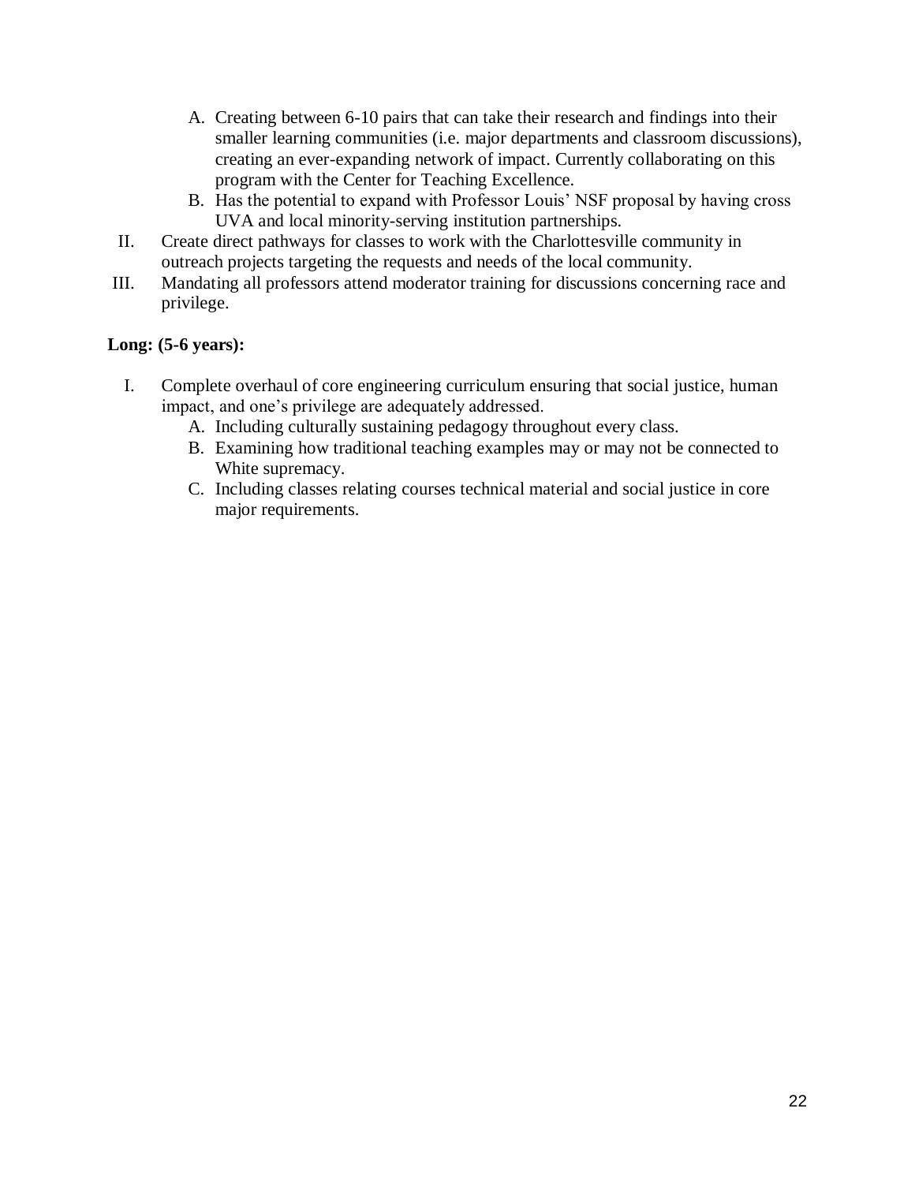A. Creating between 6-10 pairs that can take their research and findings into their smaller learning communities (i.e. major departments and classroom discussions), creating an ever-expanding network of impact. Currently collaborating on this program with the Center for Teaching Excellence.

B. Has the potential to expand with Professor Louis' NSF proposal by having cross UVA and local minority-serving institution partnerships.

II. Create direct pathways for classes to work with the Charlottesville community in outreach projects targeting the requests and needs of the local community.

III. Mandating all professors attend moderator training for discussions concerning race and privilege.

**Long: (5-6 years):**

I. Complete overhaul of core engineering curriculum ensuring that social justice, human impact, and one's privilege are adequately addressed.

   A. Including culturally sustaining pedagogy throughout every class.

   B. Examining how traditional teaching examples may or may not be connected to White supremacy.

   C. Including classes relating courses technical material and social justice in core major requirements.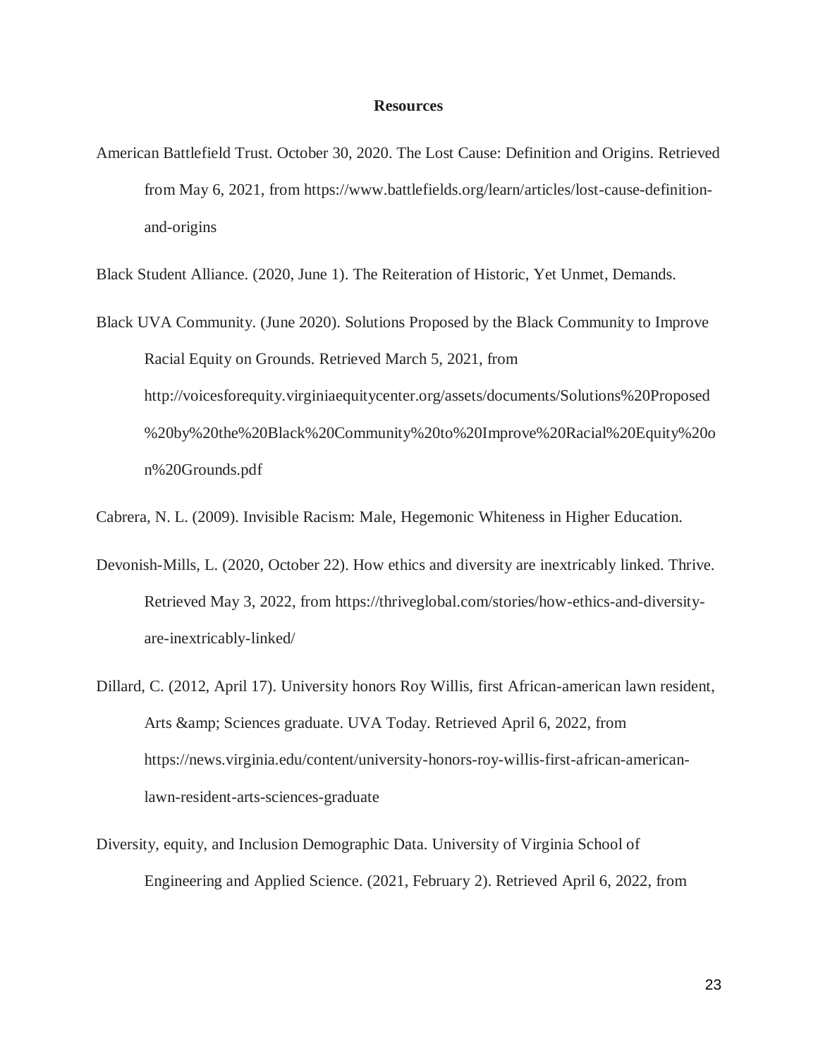**Resources**

American Battlefield Trust. October 30, 2020. The Lost Cause: Definition and Origins. Retrieved from May 6, 2021, from https://www.battlefields.org/learn/articles/lost-cause-definition-and-origins

Black Student Alliance. (2020, June 1). The Reiteration of Historic, Yet Unmet, Demands.

Black UVA Community. (June 2020). Solutions Proposed by the Black Community to Improve Racial Equity on Grounds. Retrieved March 5, 2021, from http://voicesforequity.virginiaequitycenter.org/assets/documents/Solutions%20Proposed%20by%20the%20Black%20Community%20to%20Improve%20Racial%20Equity%20on%20Grounds.pdf

Cabrera, N. L. (2009). Invisible Racism: Male, Hegemonic Whiteness in Higher Education.

Devonish-Mills, L. (2020, October 22). How ethics and diversity are inextricably linked. Thrive. Retrieved May 3, 2022, from https://thriveglobal.com/stories/how-ethics-and-diversity-are-inextricably-linked/

Dillard, C. (2012, April 17). University honors Roy Willis, first African-american lawn resident, Arts &amp; Sciences graduate. UVA Today. Retrieved April 6, 2022, from https://news.virginia.edu/content/university-honors-roy-willis-first-african-american-lawn-resident-arts-sciences-graduate

Diversity, equity, and Inclusion Demographic Data. University of Virginia School of Engineering and Applied Science. (2021, February 2). Retrieved April 6, 2022, from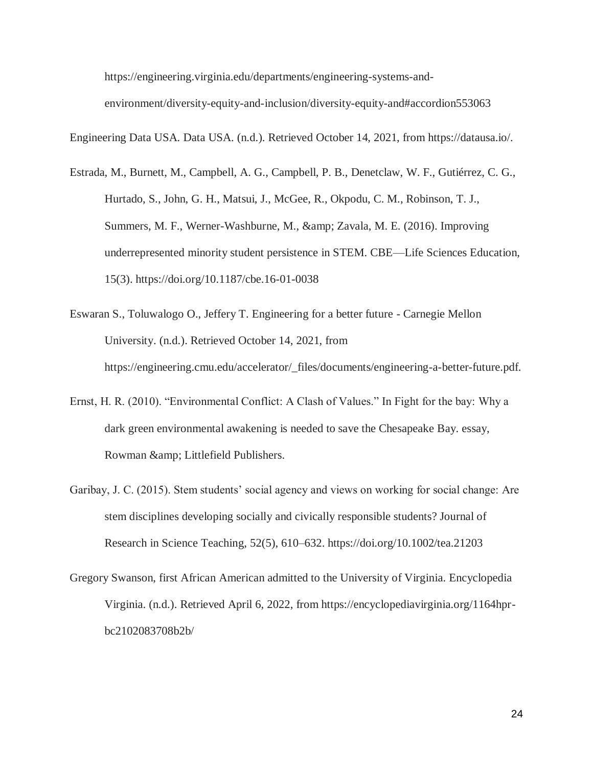https://engineering.virginia.edu/departments/engineering-systems-and-environment/diversity-equity-and-inclusion/diversity-equity-and#accordion553063

Engineering Data USA. Data USA. (n.d.). Retrieved October 14, 2021, from https://datausa.io/.

Estrada, M., Burnett, M., Campbell, A. G., Campbell, P. B., Denetclaw, W. F., Gutiérrez, C. G., Hurtado, S., John, G. H., Matsui, J., McGee, R., Okpodu, C. M., Robinson, T. J., Summers, M. F., Werner-Washburne, M., &amp; Zavala, M. E. (2016). Improving underrepresented minority student persistence in STEM. CBE—Life Sciences Education, 15(3). https://doi.org/10.1187/cbe.16-01-0038

Eswaran S., Toluwalogo O., Jeffery T. Engineering for a better future - Carnegie Mellon University. (n.d.). Retrieved October 14, 2021, from https://engineering.cmu.edu/accelerator/_files/documents/engineering-a-better-future.pdf.

Ernst, H. R. (2010). "Environmental Conflict: A Clash of Values." In Fight for the bay: Why a dark green environmental awakening is needed to save the Chesapeake Bay. essay, Rowman &amp; Littlefield Publishers.

Garibay, J. C. (2015). Stem students' social agency and views on working for social change: Are stem disciplines developing socially and civically responsible students? Journal of Research in Science Teaching, 52(5), 610–632. https://doi.org/10.1002/tea.21203

Gregory Swanson, first African American admitted to the University of Virginia. Encyclopedia Virginia. (n.d.). Retrieved April 6, 2022, from https://encyclopediavirginia.org/1164hpr-bc2102083708b2b/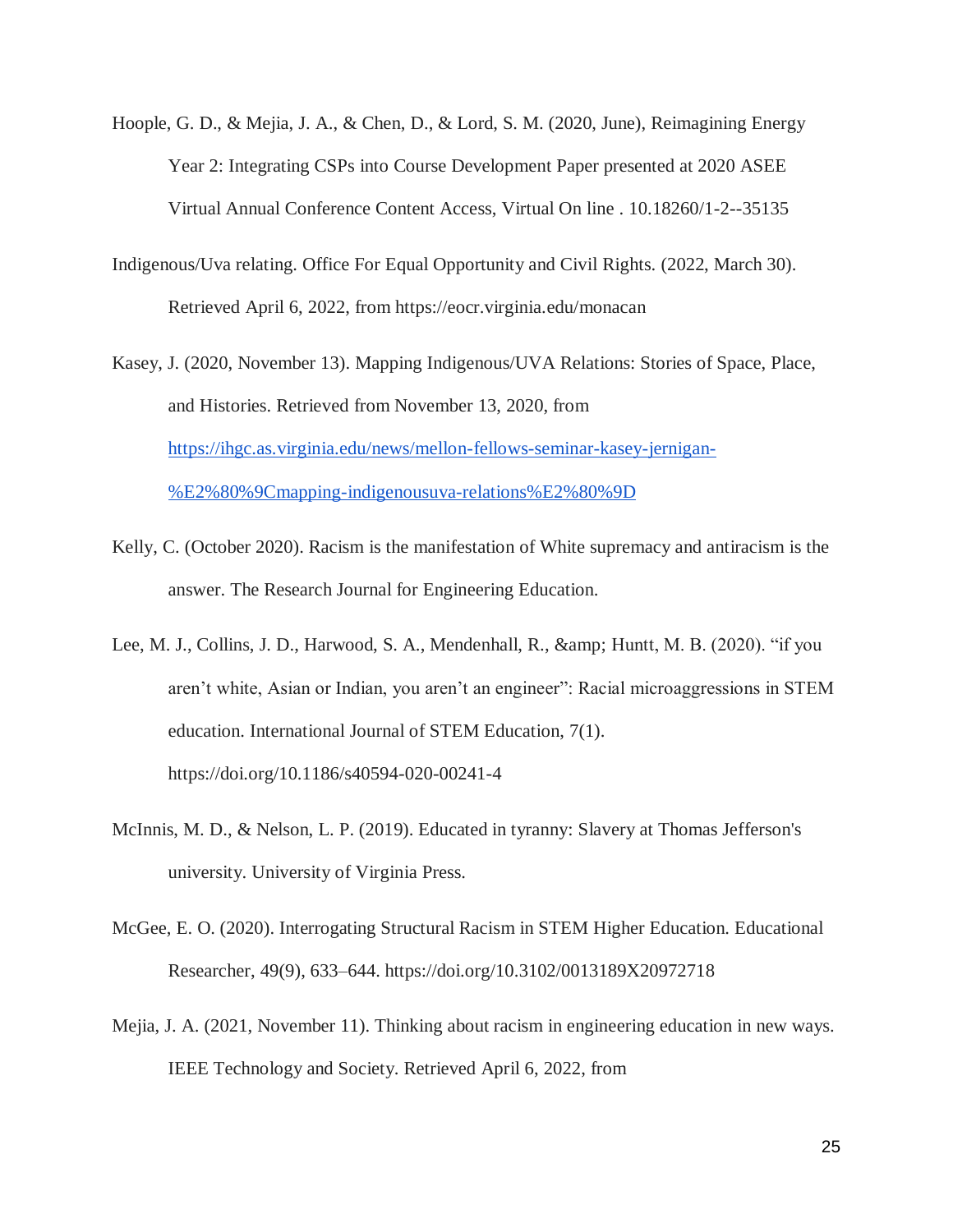Hoople, G. D., & Mejia, J. A., & Chen, D., & Lord, S. M. (2020, June), Reimagining Energy Year 2: Integrating CSPs into Course Development Paper presented at 2020 ASEE Virtual Annual Conference Content Access, Virtual On line . 10.18260/1-2--35135

Indigenous/Uva relating. Office For Equal Opportunity and Civil Rights. (2022, March 30). Retrieved April 6, 2022, from https://eocr.virginia.edu/monacan

Kasey, J. (2020, November 13). Mapping Indigenous/UVA Relations: Stories of Space, Place, and Histories. Retrieved from November 13, 2020, from https://ihgc.as.virginia.edu/news/mellon-fellows-seminar-kasey-jernigan-%E2%80%9Cmapping-indigenousuva-relations%E2%80%9D

Kelly, C. (October 2020). Racism is the manifestation of White supremacy and antiracism is the answer. The Research Journal for Engineering Education.

Lee, M. J., Collins, J. D., Harwood, S. A., Mendenhall, R., &amp; Huntt, M. B. (2020). "if you aren't white, Asian or Indian, you aren't an engineer": Racial microaggressions in STEM education. International Journal of STEM Education, 7(1). https://doi.org/10.1186/s40594-020-00241-4

McInnis, M. D., & Nelson, L. P. (2019). Educated in tyranny: Slavery at Thomas Jefferson's university. University of Virginia Press.

McGee, E. O. (2020). Interrogating Structural Racism in STEM Higher Education. Educational Researcher, 49(9), 633–644. https://doi.org/10.3102/0013189X20972718

Mejia, J. A. (2021, November 11). Thinking about racism in engineering education in new ways. IEEE Technology and Society. Retrieved April 6, 2022, from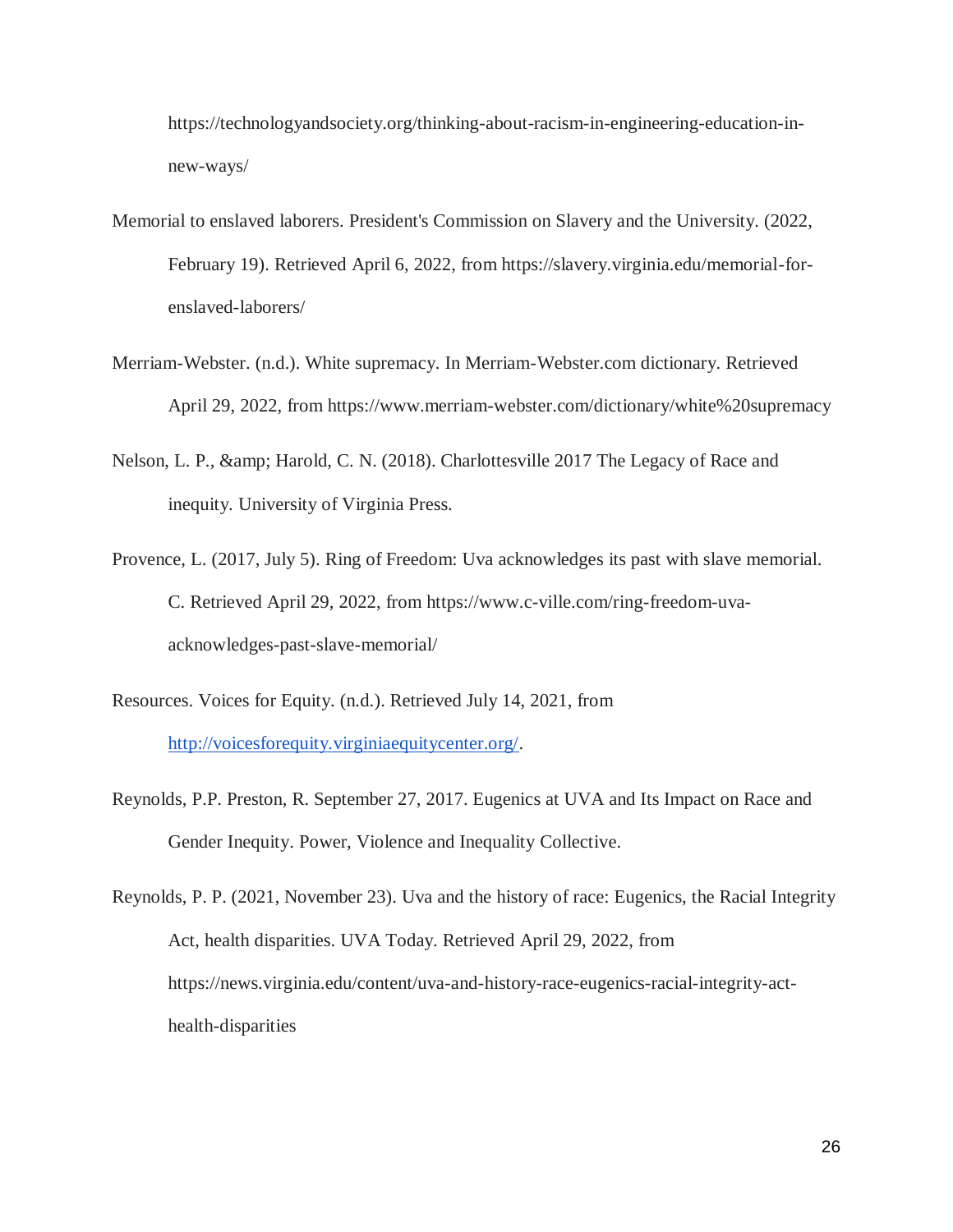https://technologyandsociety.org/thinking-about-racism-in-engineering-education-in-new-ways/

Memorial to enslaved laborers. President's Commission on Slavery and the University. (2022, February 19). Retrieved April 6, 2022, from https://slavery.virginia.edu/memorial-for-enslaved-laborers/

Merriam-Webster. (n.d.). White supremacy. In Merriam-Webster.com dictionary. Retrieved April 29, 2022, from https://www.merriam-webster.com/dictionary/white%20supremacy

Nelson, L. P., &amp; Harold, C. N. (2018). Charlottesville 2017 The Legacy of Race and inequity. University of Virginia Press.

Provence, L. (2017, July 5). Ring of Freedom: Uva acknowledges its past with slave memorial. C. Retrieved April 29, 2022, from https://www.c-ville.com/ring-freedom-uva-acknowledges-past-slave-memorial/

Resources. Voices for Equity. (n.d.). Retrieved July 14, 2021, from http://voicesforequity.virginiaequitycenter.org/.

Reynolds, P.P. Preston, R. September 27, 2017. Eugenics at UVA and Its Impact on Race and Gender Inequity. Power, Violence and Inequality Collective.

Reynolds, P. P. (2021, November 23). Uva and the history of race: Eugenics, the Racial Integrity Act, health disparities. UVA Today. Retrieved April 29, 2022, from https://news.virginia.edu/content/uva-and-history-race-eugenics-racial-integrity-act-health-disparities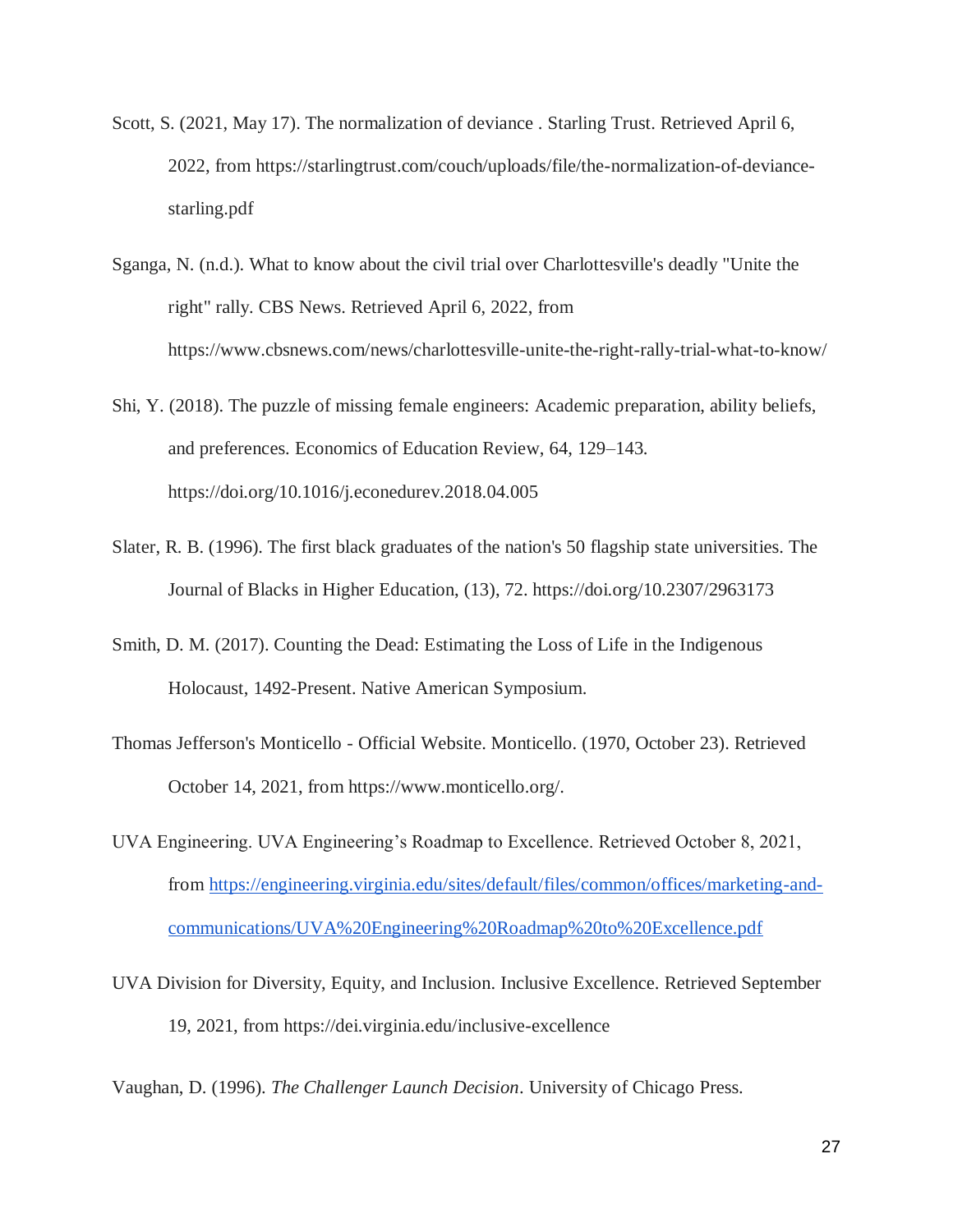Scott, S. (2021, May 17). The normalization of deviance . Starling Trust. Retrieved April 6, 2022, from https://starlingtrust.com/couch/uploads/file/the-normalization-of-deviance-starling.pdf

Sganga, N. (n.d.). What to know about the civil trial over Charlottesville's deadly "Unite the right" rally. CBS News. Retrieved April 6, 2022, from https://www.cbsnews.com/news/charlottesville-unite-the-right-rally-trial-what-to-know/

Shi, Y. (2018). The puzzle of missing female engineers: Academic preparation, ability beliefs, and preferences. Economics of Education Review, 64, 129–143. https://doi.org/10.1016/j.econedurev.2018.04.005

Slater, R. B. (1996). The first black graduates of the nation's 50 flagship state universities. The Journal of Blacks in Higher Education, (13), 72. https://doi.org/10.2307/2963173

Smith, D. M. (2017). Counting the Dead: Estimating the Loss of Life in the Indigenous Holocaust, 1492-Present. Native American Symposium.

Thomas Jefferson's Monticello - Official Website. Monticello. (1970, October 23). Retrieved October 14, 2021, from https://www.monticello.org/.

UVA Engineering. UVA Engineering's Roadmap to Excellence. Retrieved October 8, 2021, from [https://engineering.virginia.edu/sites/default/files/common/offices/marketing-and-communications/UVA%20Engineering%20Roadmap%20to%20Excellence.pdf](https://engineering.virginia.edu/sites/default/files/common/offices/marketing-and-communications/UVA%20Engineering%20Roadmap%20to%20Excellence.pdf)

UVA Division for Diversity, Equity, and Inclusion. Inclusive Excellence. Retrieved September 19, 2021, from https://dei.virginia.edu/inclusive-excellence

Vaughan, D. (1996). *The Challenger Launch Decision*. University of Chicago Press.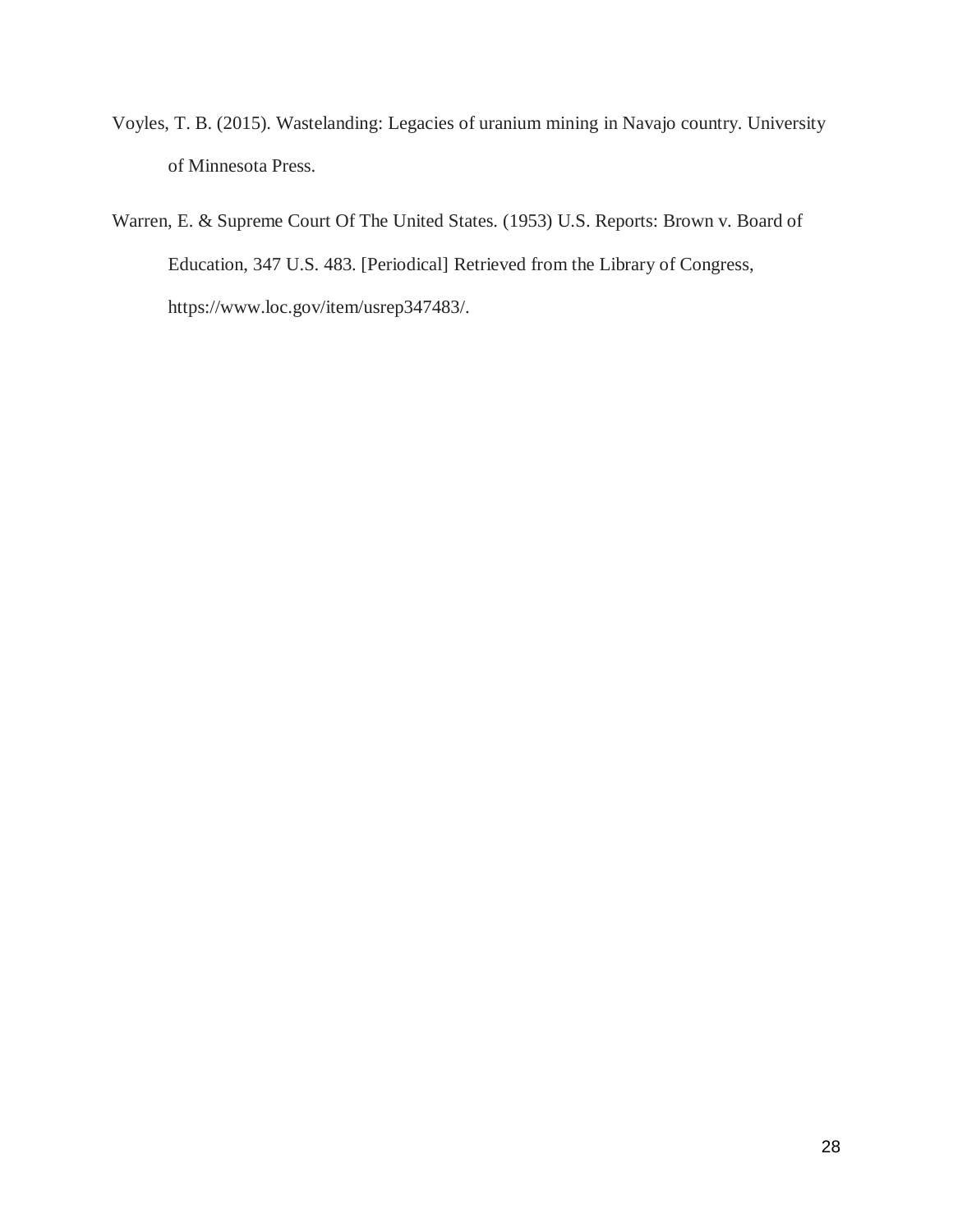Voyles, T. B. (2015). Wastelanding: Legacies of uranium mining in Navajo country. University of Minnesota Press.

Warren, E. & Supreme Court Of The United States. (1953) U.S. Reports: Brown v. Board of Education, 347 U.S. 483. [Periodical] Retrieved from the Library of Congress, https://www.loc.gov/item/usrep347483/.